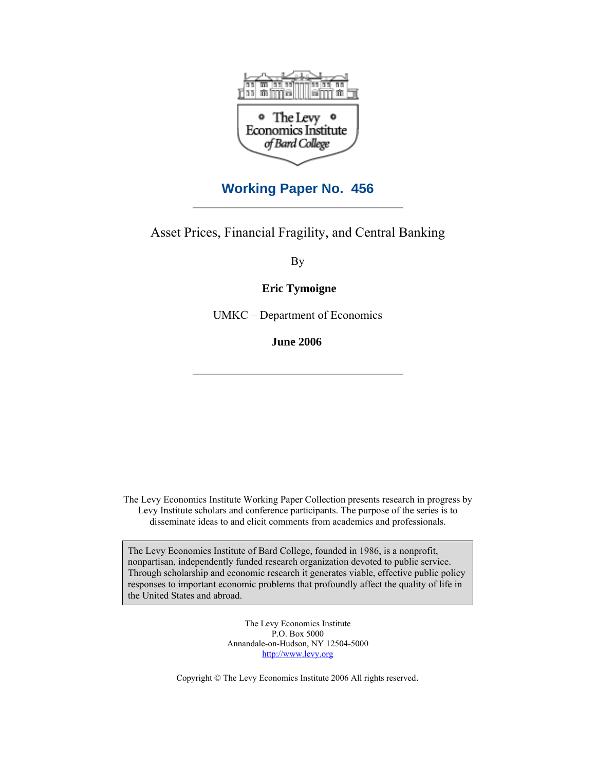The Levy Economics Institute of Bard College

# Working Paper No. 456

## Asset Prices, Financial Fragility, and Central Banking

By

**Eric Tymoigne**

UMKC – Department of Economics

**June 2006**

The Levy Economics Institute Working Paper Collection presents research in progress by Levy Institute scholars and conference participants. The purpose of the series is to disseminate ideas to and elicit comments from academics and professionals.

The Levy Economics Institute of Bard College, founded in 1986, is a nonprofit, nonpartisan, independently funded research organization devoted to public service. Through scholarship and economic research it generates viable, effective public policy responses to important economic problems that profoundly affect the quality of life in the United States and abroad.

The Levy Economics Institute
P.O. Box 5000
Annandale-on-Hudson, NY 12504-5000
http://www.levy.org

Copyright © The Levy Economics Institute 2006 All rights reserved.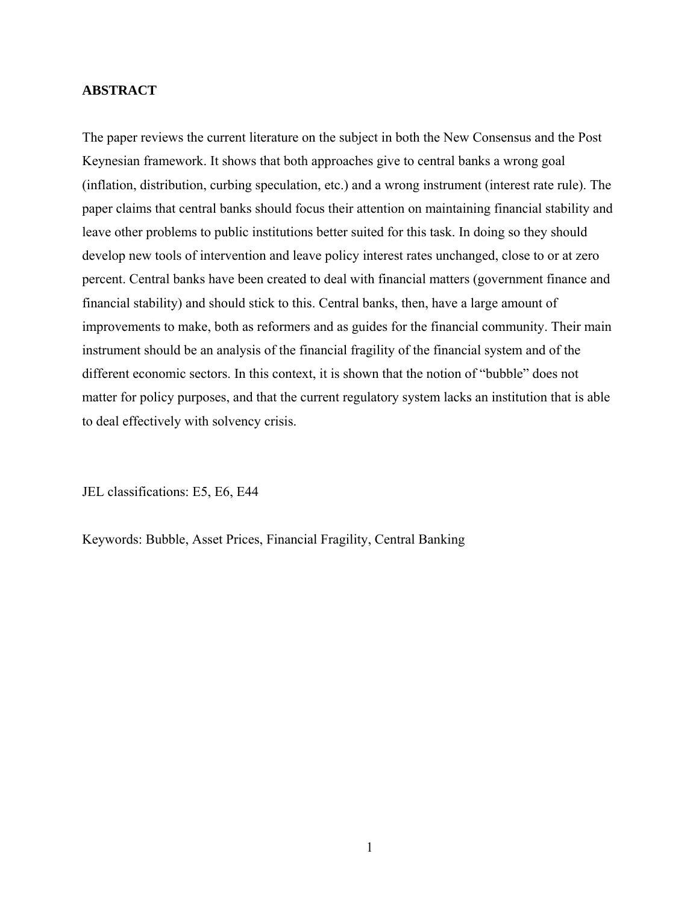**ABSTRACT**

The paper reviews the current literature on the subject in both the New Consensus and the Post Keynesian framework. It shows that both approaches give to central banks a wrong goal (inflation, distribution, curbing speculation, etc.) and a wrong instrument (interest rate rule). The paper claims that central banks should focus their attention on maintaining financial stability and leave other problems to public institutions better suited for this task. In doing so they should develop new tools of intervention and leave policy interest rates unchanged, close to or at zero percent. Central banks have been created to deal with financial matters (government finance and financial stability) and should stick to this. Central banks, then, have a large amount of improvements to make, both as reformers and as guides for the financial community. Their main instrument should be an analysis of the financial fragility of the financial system and of the different economic sectors. In this context, it is shown that the notion of "bubble" does not matter for policy purposes, and that the current regulatory system lacks an institution that is able to deal effectively with solvency crisis.

JEL classifications: E5, E6, E44

Keywords: Bubble, Asset Prices, Financial Fragility, Central Banking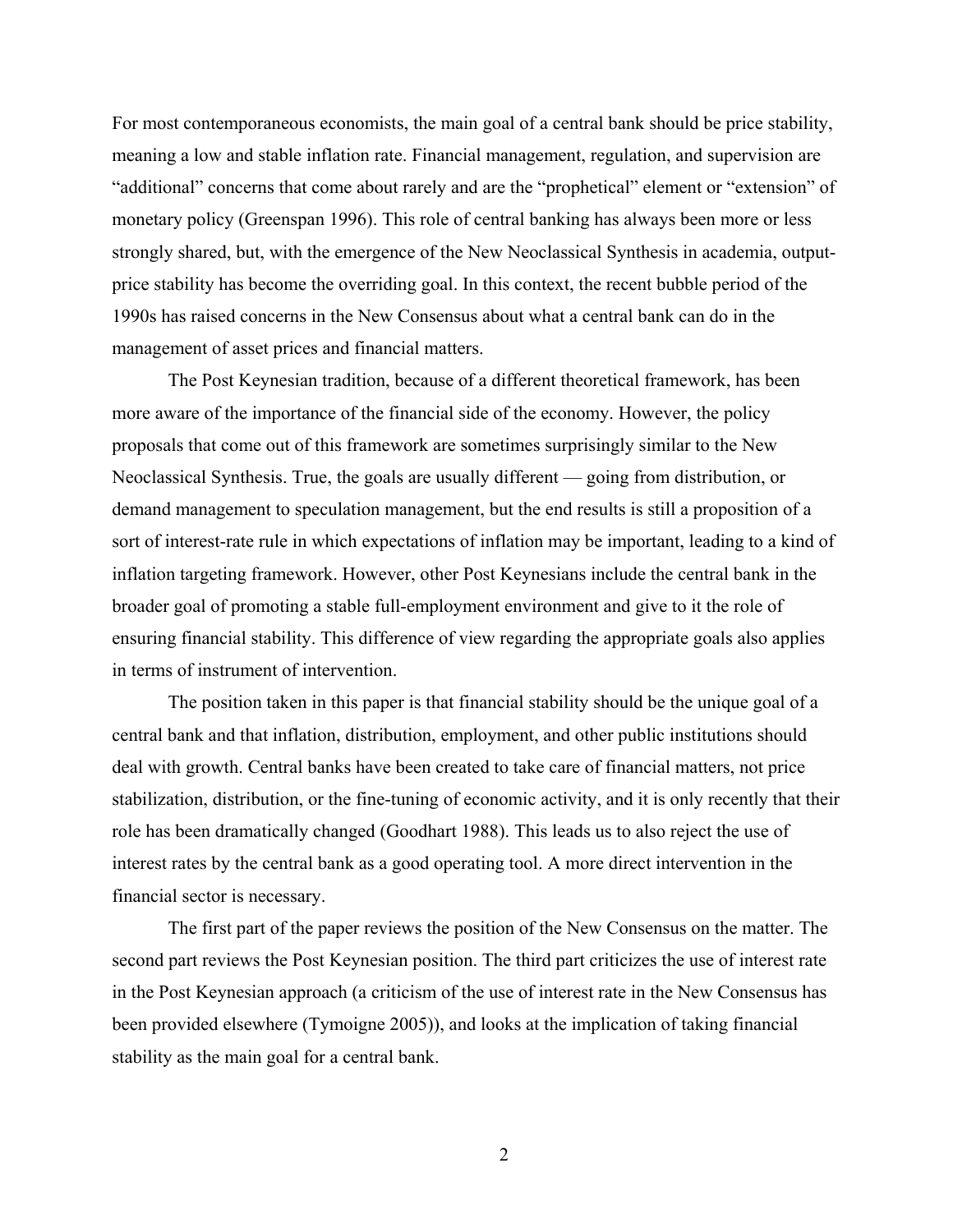For most contemporaneous economists, the main goal of a central bank should be price stability, meaning a low and stable inflation rate. Financial management, regulation, and supervision are "additional" concerns that come about rarely and are the "prophetical" element or "extension" of monetary policy (Greenspan 1996). This role of central banking has always been more or less strongly shared, but, with the emergence of the New Neoclassical Synthesis in academia, output-price stability has become the overriding goal. In this context, the recent bubble period of the 1990s has raised concerns in the New Consensus about what a central bank can do in the management of asset prices and financial matters.

The Post Keynesian tradition, because of a different theoretical framework, has been more aware of the importance of the financial side of the economy. However, the policy proposals that come out of this framework are sometimes surprisingly similar to the New Neoclassical Synthesis. True, the goals are usually different — going from distribution, or demand management to speculation management, but the end results is still a proposition of a sort of interest-rate rule in which expectations of inflation may be important, leading to a kind of inflation targeting framework. However, other Post Keynesians include the central bank in the broader goal of promoting a stable full-employment environment and give to it the role of ensuring financial stability. This difference of view regarding the appropriate goals also applies in terms of instrument of intervention.

The position taken in this paper is that financial stability should be the unique goal of a central bank and that inflation, distribution, employment, and other public institutions should deal with growth. Central banks have been created to take care of financial matters, not price stabilization, distribution, or the fine-tuning of economic activity, and it is only recently that their role has been dramatically changed (Goodhart 1988). This leads us to also reject the use of interest rates by the central bank as a good operating tool. A more direct intervention in the financial sector is necessary.

The first part of the paper reviews the position of the New Consensus on the matter. The second part reviews the Post Keynesian position. The third part criticizes the use of interest rate in the Post Keynesian approach (a criticism of the use of interest rate in the New Consensus has been provided elsewhere (Tymoigne 2005)), and looks at the implication of taking financial stability as the main goal for a central bank.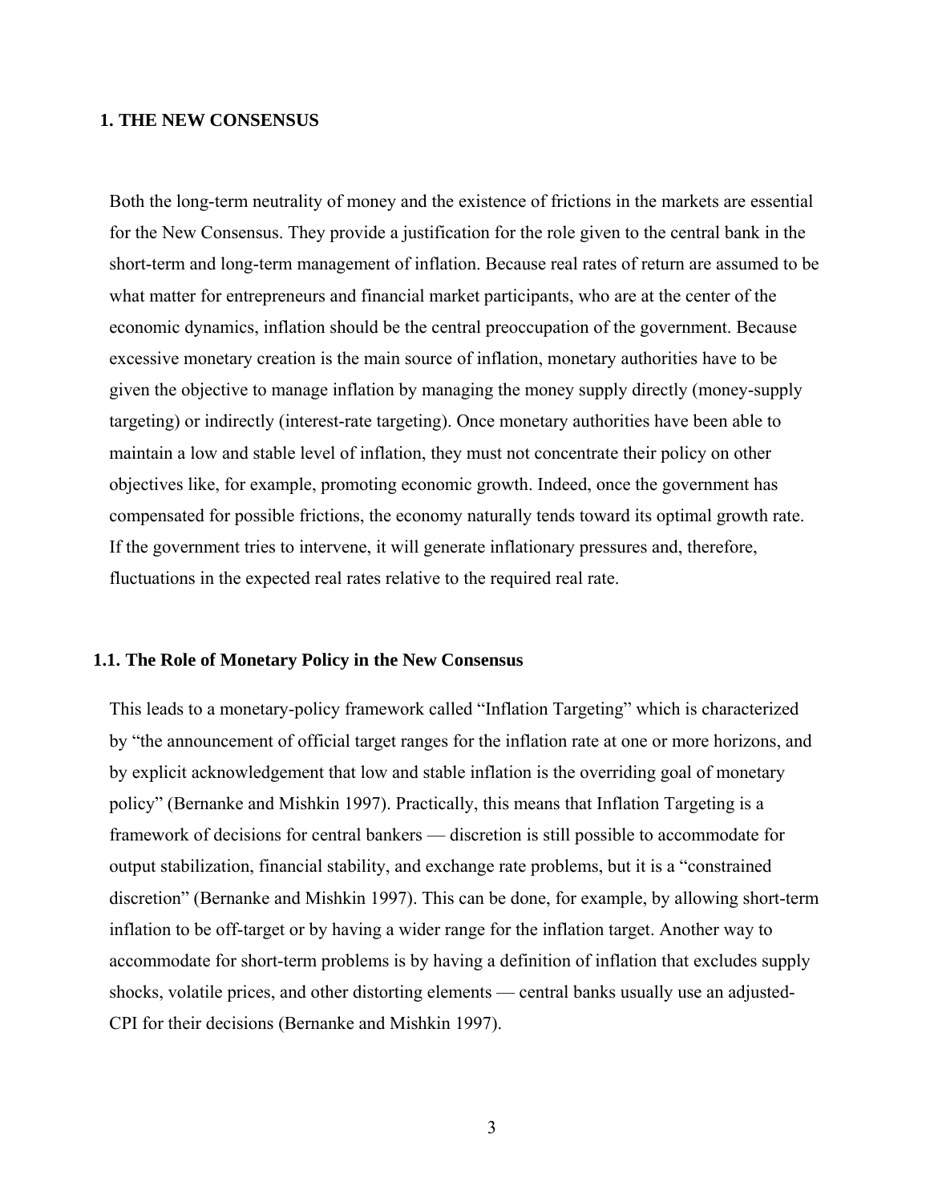## 1. THE NEW CONSENSUS

Both the long-term neutrality of money and the existence of frictions in the markets are essential for the New Consensus. They provide a justification for the role given to the central bank in the short-term and long-term management of inflation. Because real rates of return are assumed to be what matter for entrepreneurs and financial market participants, who are at the center of the economic dynamics, inflation should be the central preoccupation of the government. Because excessive monetary creation is the main source of inflation, monetary authorities have to be given the objective to manage inflation by managing the money supply directly (money-supply targeting) or indirectly (interest-rate targeting). Once monetary authorities have been able to maintain a low and stable level of inflation, they must not concentrate their policy on other objectives like, for example, promoting economic growth. Indeed, once the government has compensated for possible frictions, the economy naturally tends toward its optimal growth rate. If the government tries to intervene, it will generate inflationary pressures and, therefore, fluctuations in the expected real rates relative to the required real rate.

### 1.1. The Role of Monetary Policy in the New Consensus

This leads to a monetary-policy framework called "Inflation Targeting" which is characterized by "the announcement of official target ranges for the inflation rate at one or more horizons, and by explicit acknowledgement that low and stable inflation is the overriding goal of monetary policy" (Bernanke and Mishkin 1997). Practically, this means that Inflation Targeting is a framework of decisions for central bankers — discretion is still possible to accommodate for output stabilization, financial stability, and exchange rate problems, but it is a "constrained discretion" (Bernanke and Mishkin 1997). This can be done, for example, by allowing short-term inflation to be off-target or by having a wider range for the inflation target. Another way to accommodate for short-term problems is by having a definition of inflation that excludes supply shocks, volatile prices, and other distorting elements — central banks usually use an adjusted-CPI for their decisions (Bernanke and Mishkin 1997).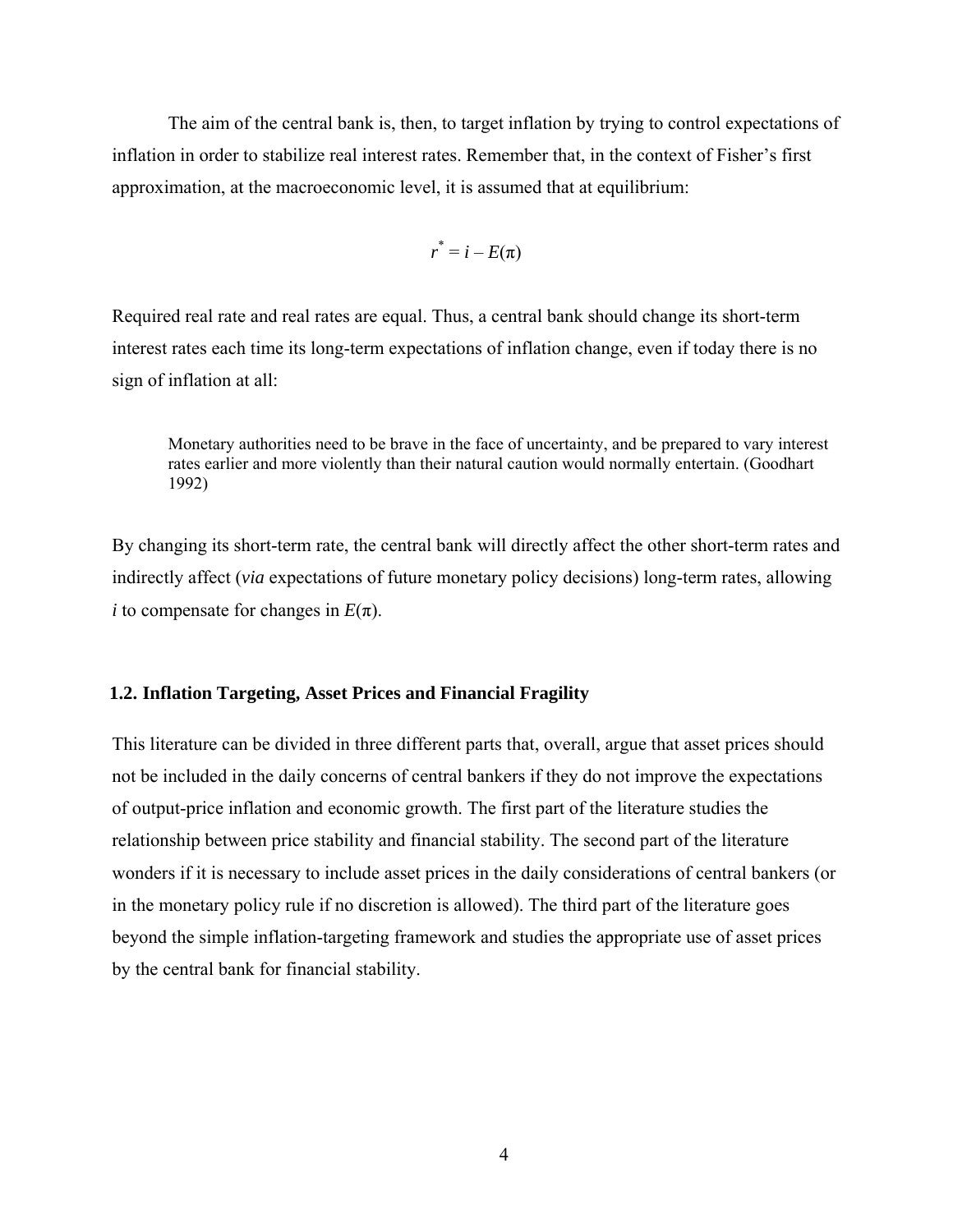The aim of the central bank is, then, to target inflation by trying to control expectations of inflation in order to stabilize real interest rates. Remember that, in the context of Fisher's first approximation, at the macroeconomic level, it is assumed that at equilibrium:

$$r^* = i - E(\pi)$$

Required real rate and real rates are equal. Thus, a central bank should change its short-term interest rates each time its long-term expectations of inflation change, even if today there is no sign of inflation at all:

> Monetary authorities need to be brave in the face of uncertainty, and be prepared to vary interest rates earlier and more violently than their natural caution would normally entertain. (Goodhart 1992)

By changing its short-term rate, the central bank will directly affect the other short-term rates and indirectly affect (*via* expectations of future monetary policy decisions) long-term rates, allowing $i$ to compensate for changes in $E(\pi)$.

### 1.2. Inflation Targeting, Asset Prices and Financial Fragility

This literature can be divided in three different parts that, overall, argue that asset prices should not be included in the daily concerns of central bankers if they do not improve the expectations of output-price inflation and economic growth. The first part of the literature studies the relationship between price stability and financial stability. The second part of the literature wonders if it is necessary to include asset prices in the daily considerations of central bankers (or in the monetary policy rule if no discretion is allowed). The third part of the literature goes beyond the simple inflation-targeting framework and studies the appropriate use of asset prices by the central bank for financial stability.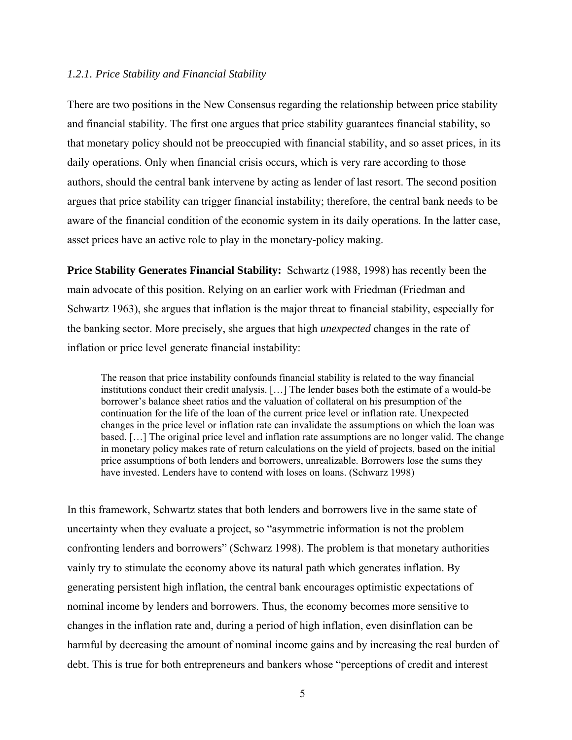### *1.2.1. Price Stability and Financial Stability*

There are two positions in the New Consensus regarding the relationship between price stability and financial stability. The first one argues that price stability guarantees financial stability, so that monetary policy should not be preoccupied with financial stability, and so asset prices, in its daily operations. Only when financial crisis occurs, which is very rare according to those authors, should the central bank intervene by acting as lender of last resort. The second position argues that price stability can trigger financial instability; therefore, the central bank needs to be aware of the financial condition of the economic system in its daily operations. In the latter case, asset prices have an active role to play in the monetary-policy making.

**Price Stability Generates Financial Stability:** Schwartz (1988, 1998) has recently been the main advocate of this position. Relying on an earlier work with Friedman (Friedman and Schwartz 1963), she argues that inflation is the major threat to financial stability, especially for the banking sector. More precisely, she argues that high *unexpected* changes in the rate of inflation or price level generate financial instability:

> The reason that price instability confounds financial stability is related to the way financial institutions conduct their credit analysis. […] The lender bases both the estimate of a would-be borrower's balance sheet ratios and the valuation of collateral on his presumption of the continuation for the life of the loan of the current price level or inflation rate. Unexpected changes in the price level or inflation rate can invalidate the assumptions on which the loan was based. […] The original price level and inflation rate assumptions are no longer valid. The change in monetary policy makes rate of return calculations on the yield of projects, based on the initial price assumptions of both lenders and borrowers, unrealizable. Borrowers lose the sums they have invested. Lenders have to contend with loses on loans. (Schwarz 1998)

In this framework, Schwartz states that both lenders and borrowers live in the same state of uncertainty when they evaluate a project, so "asymmetric information is not the problem confronting lenders and borrowers" (Schwarz 1998). The problem is that monetary authorities vainly try to stimulate the economy above its natural path which generates inflation. By generating persistent high inflation, the central bank encourages optimistic expectations of nominal income by lenders and borrowers. Thus, the economy becomes more sensitive to changes in the inflation rate and, during a period of high inflation, even disinflation can be harmful by decreasing the amount of nominal income gains and by increasing the real burden of debt. This is true for both entrepreneurs and bankers whose "perceptions of credit and interest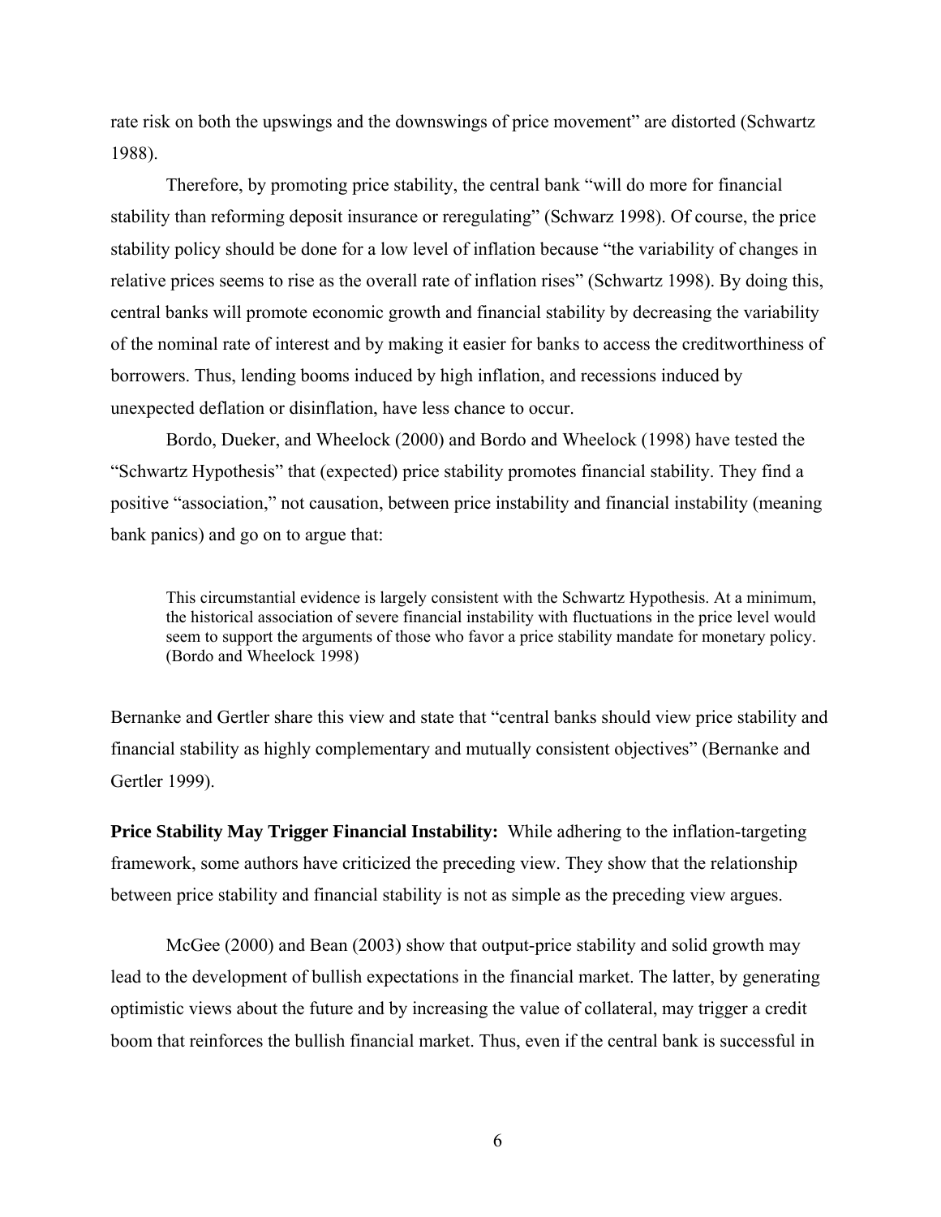rate risk on both the upswings and the downswings of price movement" are distorted (Schwartz 1988).

Therefore, by promoting price stability, the central bank "will do more for financial stability than reforming deposit insurance or reregulating" (Schwarz 1998). Of course, the price stability policy should be done for a low level of inflation because "the variability of changes in relative prices seems to rise as the overall rate of inflation rises" (Schwartz 1998). By doing this, central banks will promote economic growth and financial stability by decreasing the variability of the nominal rate of interest and by making it easier for banks to access the creditworthiness of borrowers. Thus, lending booms induced by high inflation, and recessions induced by unexpected deflation or disinflation, have less chance to occur.

Bordo, Dueker, and Wheelock (2000) and Bordo and Wheelock (1998) have tested the "Schwartz Hypothesis" that (expected) price stability promotes financial stability. They find a positive "association," not causation, between price instability and financial instability (meaning bank panics) and go on to argue that:

> This circumstantial evidence is largely consistent with the Schwartz Hypothesis. At a minimum, the historical association of severe financial instability with fluctuations in the price level would seem to support the arguments of those who favor a price stability mandate for monetary policy. (Bordo and Wheelock 1998)

Bernanke and Gertler share this view and state that "central banks should view price stability and financial stability as highly complementary and mutually consistent objectives" (Bernanke and Gertler 1999).

**Price Stability May Trigger Financial Instability:** While adhering to the inflation-targeting framework, some authors have criticized the preceding view. They show that the relationship between price stability and financial stability is not as simple as the preceding view argues.

McGee (2000) and Bean (2003) show that output-price stability and solid growth may lead to the development of bullish expectations in the financial market. The latter, by generating optimistic views about the future and by increasing the value of collateral, may trigger a credit boom that reinforces the bullish financial market. Thus, even if the central bank is successful in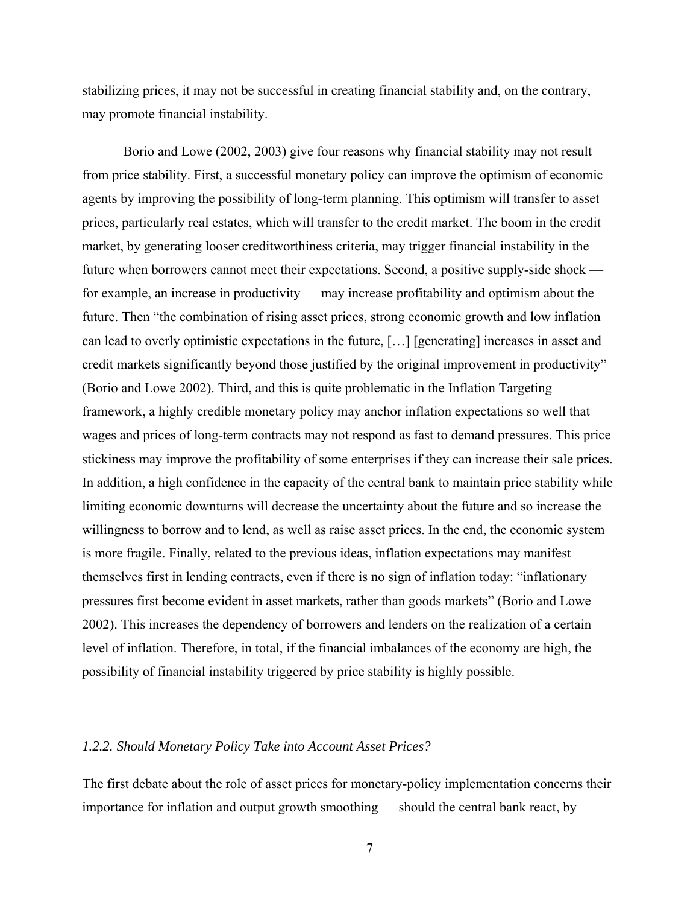stabilizing prices, it may not be successful in creating financial stability and, on the contrary, may promote financial instability.

Borio and Lowe (2002, 2003) give four reasons why financial stability may not result from price stability. First, a successful monetary policy can improve the optimism of economic agents by improving the possibility of long-term planning. This optimism will transfer to asset prices, particularly real estates, which will transfer to the credit market. The boom in the credit market, by generating looser creditworthiness criteria, may trigger financial instability in the future when borrowers cannot meet their expectations. Second, a positive supply-side shock — for example, an increase in productivity — may increase profitability and optimism about the future. Then "the combination of rising asset prices, strong economic growth and low inflation can lead to overly optimistic expectations in the future, […] [generating] increases in asset and credit markets significantly beyond those justified by the original improvement in productivity" (Borio and Lowe 2002). Third, and this is quite problematic in the Inflation Targeting framework, a highly credible monetary policy may anchor inflation expectations so well that wages and prices of long-term contracts may not respond as fast to demand pressures. This price stickiness may improve the profitability of some enterprises if they can increase their sale prices. In addition, a high confidence in the capacity of the central bank to maintain price stability while limiting economic downturns will decrease the uncertainty about the future and so increase the willingness to borrow and to lend, as well as raise asset prices. In the end, the economic system is more fragile. Finally, related to the previous ideas, inflation expectations may manifest themselves first in lending contracts, even if there is no sign of inflation today: "inflationary pressures first become evident in asset markets, rather than goods markets" (Borio and Lowe 2002). This increases the dependency of borrowers and lenders on the realization of a certain level of inflation. Therefore, in total, if the financial imbalances of the economy are high, the possibility of financial instability triggered by price stability is highly possible.

### *1.2.2. Should Monetary Policy Take into Account Asset Prices?*

The first debate about the role of asset prices for monetary-policy implementation concerns their importance for inflation and output growth smoothing — should the central bank react, by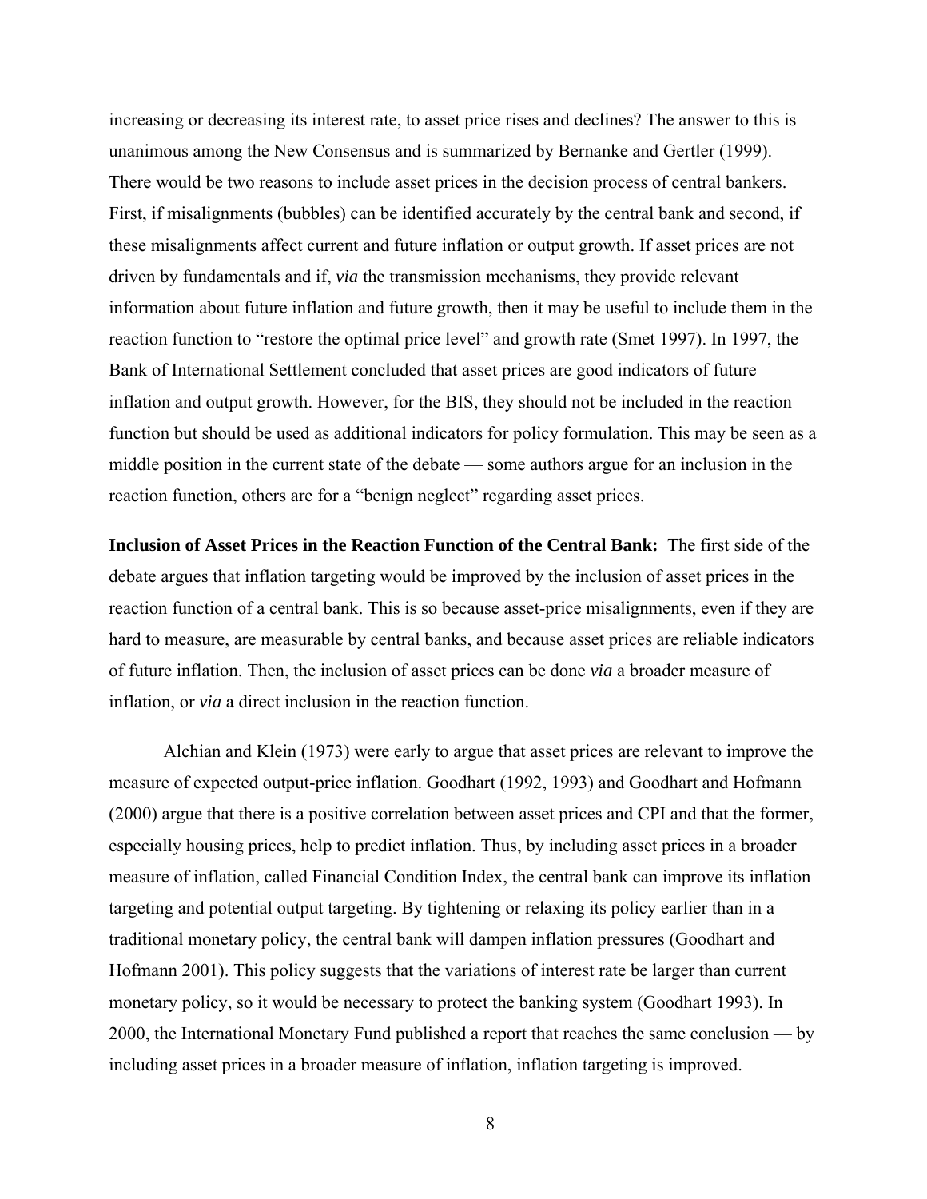increasing or decreasing its interest rate, to asset price rises and declines? The answer to this is unanimous among the New Consensus and is summarized by Bernanke and Gertler (1999). There would be two reasons to include asset prices in the decision process of central bankers. First, if misalignments (bubbles) can be identified accurately by the central bank and second, if these misalignments affect current and future inflation or output growth. If asset prices are not driven by fundamentals and if, *via* the transmission mechanisms, they provide relevant information about future inflation and future growth, then it may be useful to include them in the reaction function to "restore the optimal price level" and growth rate (Smet 1997). In 1997, the Bank of International Settlement concluded that asset prices are good indicators of future inflation and output growth. However, for the BIS, they should not be included in the reaction function but should be used as additional indicators for policy formulation. This may be seen as a middle position in the current state of the debate — some authors argue for an inclusion in the reaction function, others are for a "benign neglect" regarding asset prices.

**Inclusion of Asset Prices in the Reaction Function of the Central Bank:** The first side of the debate argues that inflation targeting would be improved by the inclusion of asset prices in the reaction function of a central bank. This is so because asset-price misalignments, even if they are hard to measure, are measurable by central banks, and because asset prices are reliable indicators of future inflation. Then, the inclusion of asset prices can be done *via* a broader measure of inflation, or *via* a direct inclusion in the reaction function.

Alchian and Klein (1973) were early to argue that asset prices are relevant to improve the measure of expected output-price inflation. Goodhart (1992, 1993) and Goodhart and Hofmann (2000) argue that there is a positive correlation between asset prices and CPI and that the former, especially housing prices, help to predict inflation. Thus, by including asset prices in a broader measure of inflation, called Financial Condition Index, the central bank can improve its inflation targeting and potential output targeting. By tightening or relaxing its policy earlier than in a traditional monetary policy, the central bank will dampen inflation pressures (Goodhart and Hofmann 2001). This policy suggests that the variations of interest rate be larger than current monetary policy, so it would be necessary to protect the banking system (Goodhart 1993). In 2000, the International Monetary Fund published a report that reaches the same conclusion — by including asset prices in a broader measure of inflation, inflation targeting is improved.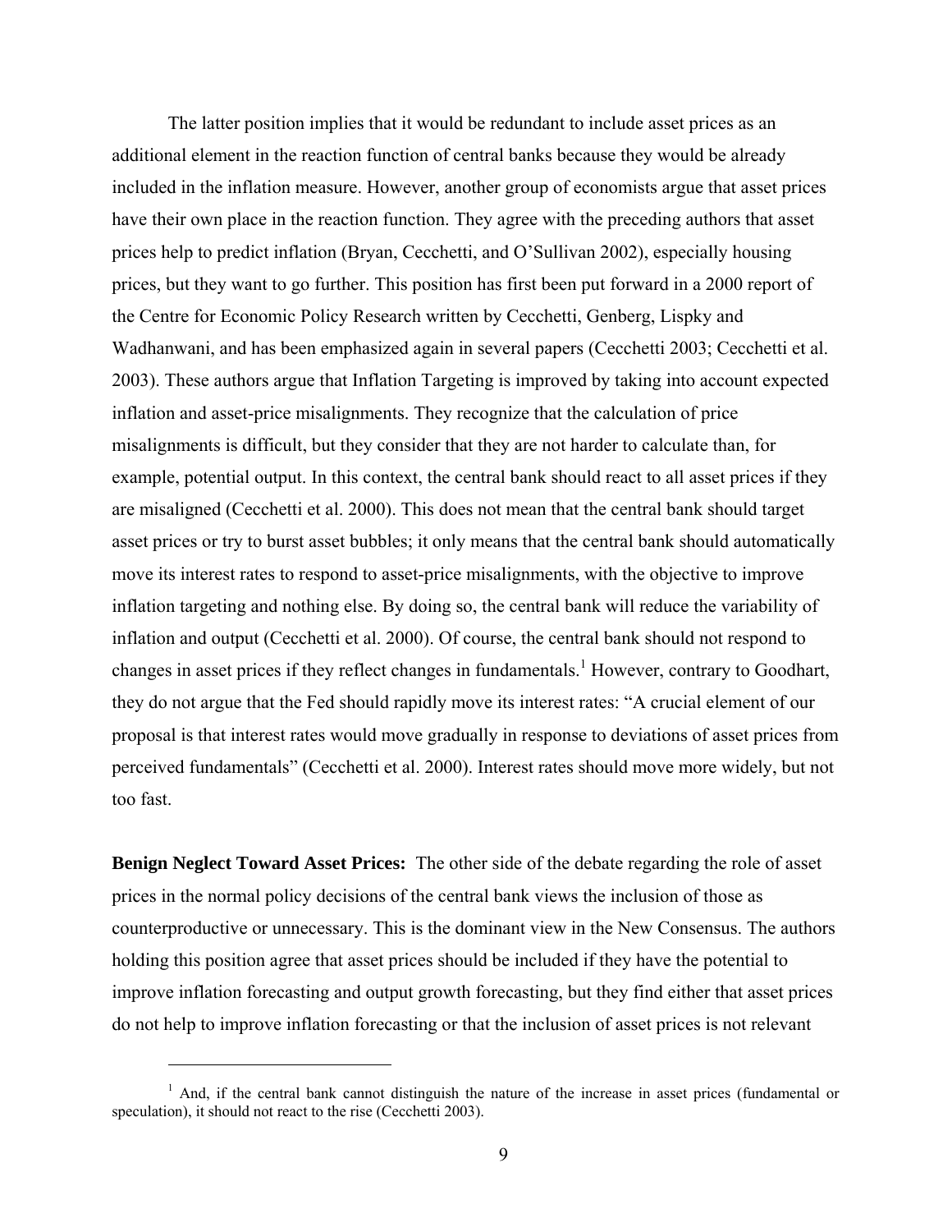The latter position implies that it would be redundant to include asset prices as an additional element in the reaction function of central banks because they would be already included in the inflation measure. However, another group of economists argue that asset prices have their own place in the reaction function. They agree with the preceding authors that asset prices help to predict inflation (Bryan, Cecchetti, and O'Sullivan 2002), especially housing prices, but they want to go further. This position has first been put forward in a 2000 report of the Centre for Economic Policy Research written by Cecchetti, Genberg, Lispky and Wadhanwani, and has been emphasized again in several papers (Cecchetti 2003; Cecchetti et al. 2003). These authors argue that Inflation Targeting is improved by taking into account expected inflation and asset-price misalignments. They recognize that the calculation of price misalignments is difficult, but they consider that they are not harder to calculate than, for example, potential output. In this context, the central bank should react to all asset prices if they are misaligned (Cecchetti et al. 2000). This does not mean that the central bank should target asset prices or try to burst asset bubbles; it only means that the central bank should automatically move its interest rates to respond to asset-price misalignments, with the objective to improve inflation targeting and nothing else. By doing so, the central bank will reduce the variability of inflation and output (Cecchetti et al. 2000). Of course, the central bank should not respond to changes in asset prices if they reflect changes in fundamentals.[1] However, contrary to Goodhart, they do not argue that the Fed should rapidly move its interest rates: "A crucial element of our proposal is that interest rates would move gradually in response to deviations of asset prices from perceived fundamentals" (Cecchetti et al. 2000). Interest rates should move more widely, but not too fast.

**Benign Neglect Toward Asset Prices:** The other side of the debate regarding the role of asset prices in the normal policy decisions of the central bank views the inclusion of those as counterproductive or unnecessary. This is the dominant view in the New Consensus. The authors holding this position agree that asset prices should be included if they have the potential to improve inflation forecasting and output growth forecasting, but they find either that asset prices do not help to improve inflation forecasting or that the inclusion of asset prices is not relevant

---

[1] And, if the central bank cannot distinguish the nature of the increase in asset prices (fundamental or speculation), it should not react to the rise (Cecchetti 2003).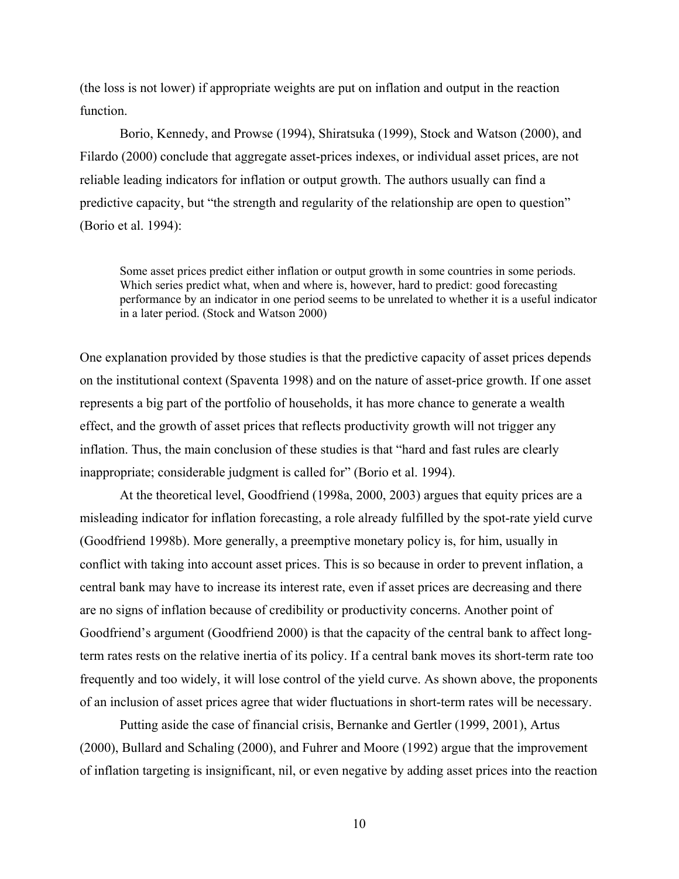(the loss is not lower) if appropriate weights are put on inflation and output in the reaction function.

Borio, Kennedy, and Prowse (1994), Shiratsuka (1999), Stock and Watson (2000), and Filardo (2000) conclude that aggregate asset-prices indexes, or individual asset prices, are not reliable leading indicators for inflation or output growth. The authors usually can find a predictive capacity, but "the strength and regularity of the relationship are open to question" (Borio et al. 1994):

> Some asset prices predict either inflation or output growth in some countries in some periods. Which series predict what, when and where is, however, hard to predict: good forecasting performance by an indicator in one period seems to be unrelated to whether it is a useful indicator in a later period. (Stock and Watson 2000)

One explanation provided by those studies is that the predictive capacity of asset prices depends on the institutional context (Spaventa 1998) and on the nature of asset-price growth. If one asset represents a big part of the portfolio of households, it has more chance to generate a wealth effect, and the growth of asset prices that reflects productivity growth will not trigger any inflation. Thus, the main conclusion of these studies is that "hard and fast rules are clearly inappropriate; considerable judgment is called for" (Borio et al. 1994).

At the theoretical level, Goodfriend (1998a, 2000, 2003) argues that equity prices are a misleading indicator for inflation forecasting, a role already fulfilled by the spot-rate yield curve (Goodfriend 1998b). More generally, a preemptive monetary policy is, for him, usually in conflict with taking into account asset prices. This is so because in order to prevent inflation, a central bank may have to increase its interest rate, even if asset prices are decreasing and there are no signs of inflation because of credibility or productivity concerns. Another point of Goodfriend's argument (Goodfriend 2000) is that the capacity of the central bank to affect long-term rates rests on the relative inertia of its policy. If a central bank moves its short-term rate too frequently and too widely, it will lose control of the yield curve. As shown above, the proponents of an inclusion of asset prices agree that wider fluctuations in short-term rates will be necessary.

Putting aside the case of financial crisis, Bernanke and Gertler (1999, 2001), Artus (2000), Bullard and Schaling (2000), and Fuhrer and Moore (1992) argue that the improvement of inflation targeting is insignificant, nil, or even negative by adding asset prices into the reaction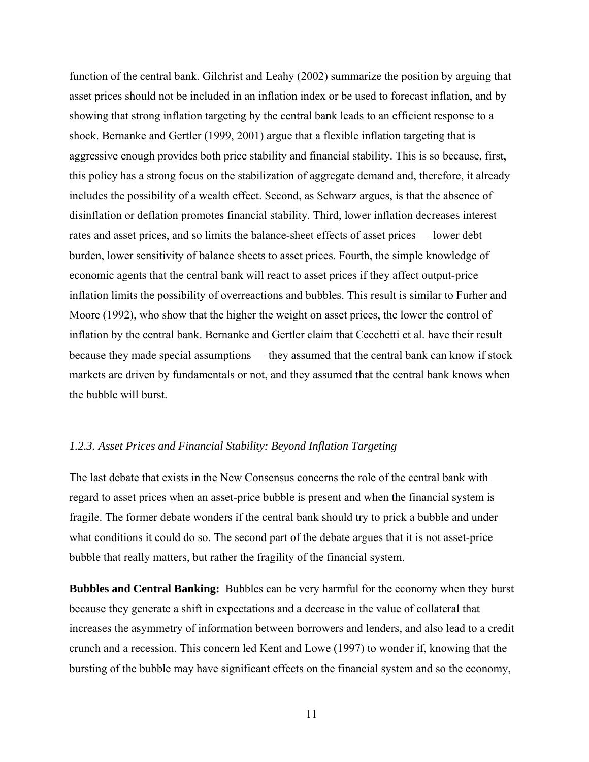function of the central bank. Gilchrist and Leahy (2002) summarize the position by arguing that asset prices should not be included in an inflation index or be used to forecast inflation, and by showing that strong inflation targeting by the central bank leads to an efficient response to a shock. Bernanke and Gertler (1999, 2001) argue that a flexible inflation targeting that is aggressive enough provides both price stability and financial stability. This is so because, first, this policy has a strong focus on the stabilization of aggregate demand and, therefore, it already includes the possibility of a wealth effect. Second, as Schwarz argues, is that the absence of disinflation or deflation promotes financial stability. Third, lower inflation decreases interest rates and asset prices, and so limits the balance-sheet effects of asset prices — lower debt burden, lower sensitivity of balance sheets to asset prices. Fourth, the simple knowledge of economic agents that the central bank will react to asset prices if they affect output-price inflation limits the possibility of overreactions and bubbles. This result is similar to Furher and Moore (1992), who show that the higher the weight on asset prices, the lower the control of inflation by the central bank. Bernanke and Gertler claim that Cecchetti et al. have their result because they made special assumptions — they assumed that the central bank can know if stock markets are driven by fundamentals or not, and they assumed that the central bank knows when the bubble will burst.

### *1.2.3. Asset Prices and Financial Stability: Beyond Inflation Targeting*

The last debate that exists in the New Consensus concerns the role of the central bank with regard to asset prices when an asset-price bubble is present and when the financial system is fragile. The former debate wonders if the central bank should try to prick a bubble and under what conditions it could do so. The second part of the debate argues that it is not asset-price bubble that really matters, but rather the fragility of the financial system.

**Bubbles and Central Banking:** Bubbles can be very harmful for the economy when they burst because they generate a shift in expectations and a decrease in the value of collateral that increases the asymmetry of information between borrowers and lenders, and also lead to a credit crunch and a recession. This concern led Kent and Lowe (1997) to wonder if, knowing that the bursting of the bubble may have significant effects on the financial system and so the economy,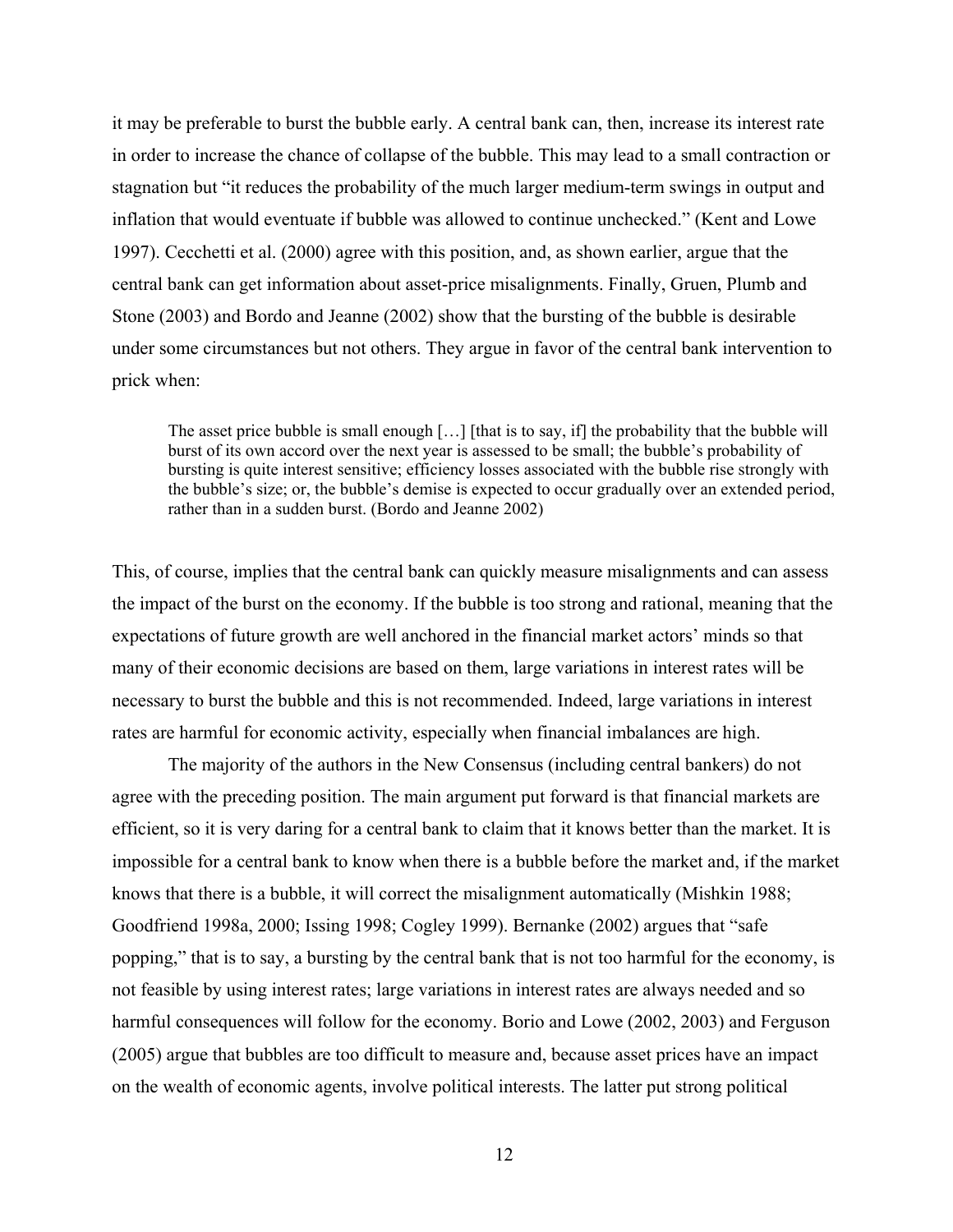it may be preferable to burst the bubble early. A central bank can, then, increase its interest rate in order to increase the chance of collapse of the bubble. This may lead to a small contraction or stagnation but "it reduces the probability of the much larger medium-term swings in output and inflation that would eventuate if bubble was allowed to continue unchecked." (Kent and Lowe 1997). Cecchetti et al. (2000) agree with this position, and, as shown earlier, argue that the central bank can get information about asset-price misalignments. Finally, Gruen, Plumb and Stone (2003) and Bordo and Jeanne (2002) show that the bursting of the bubble is desirable under some circumstances but not others. They argue in favor of the central bank intervention to prick when:

> The asset price bubble is small enough […] [that is to say, if] the probability that the bubble will burst of its own accord over the next year is assessed to be small; the bubble's probability of bursting is quite interest sensitive; efficiency losses associated with the bubble rise strongly with the bubble's size; or, the bubble's demise is expected to occur gradually over an extended period, rather than in a sudden burst. (Bordo and Jeanne 2002)

This, of course, implies that the central bank can quickly measure misalignments and can assess the impact of the burst on the economy. If the bubble is too strong and rational, meaning that the expectations of future growth are well anchored in the financial market actors' minds so that many of their economic decisions are based on them, large variations in interest rates will be necessary to burst the bubble and this is not recommended. Indeed, large variations in interest rates are harmful for economic activity, especially when financial imbalances are high.

The majority of the authors in the New Consensus (including central bankers) do not agree with the preceding position. The main argument put forward is that financial markets are efficient, so it is very daring for a central bank to claim that it knows better than the market. It is impossible for a central bank to know when there is a bubble before the market and, if the market knows that there is a bubble, it will correct the misalignment automatically (Mishkin 1988; Goodfriend 1998a, 2000; Issing 1998; Cogley 1999). Bernanke (2002) argues that "safe popping," that is to say, a bursting by the central bank that is not too harmful for the economy, is not feasible by using interest rates; large variations in interest rates are always needed and so harmful consequences will follow for the economy. Borio and Lowe (2002, 2003) and Ferguson (2005) argue that bubbles are too difficult to measure and, because asset prices have an impact on the wealth of economic agents, involve political interests. The latter put strong political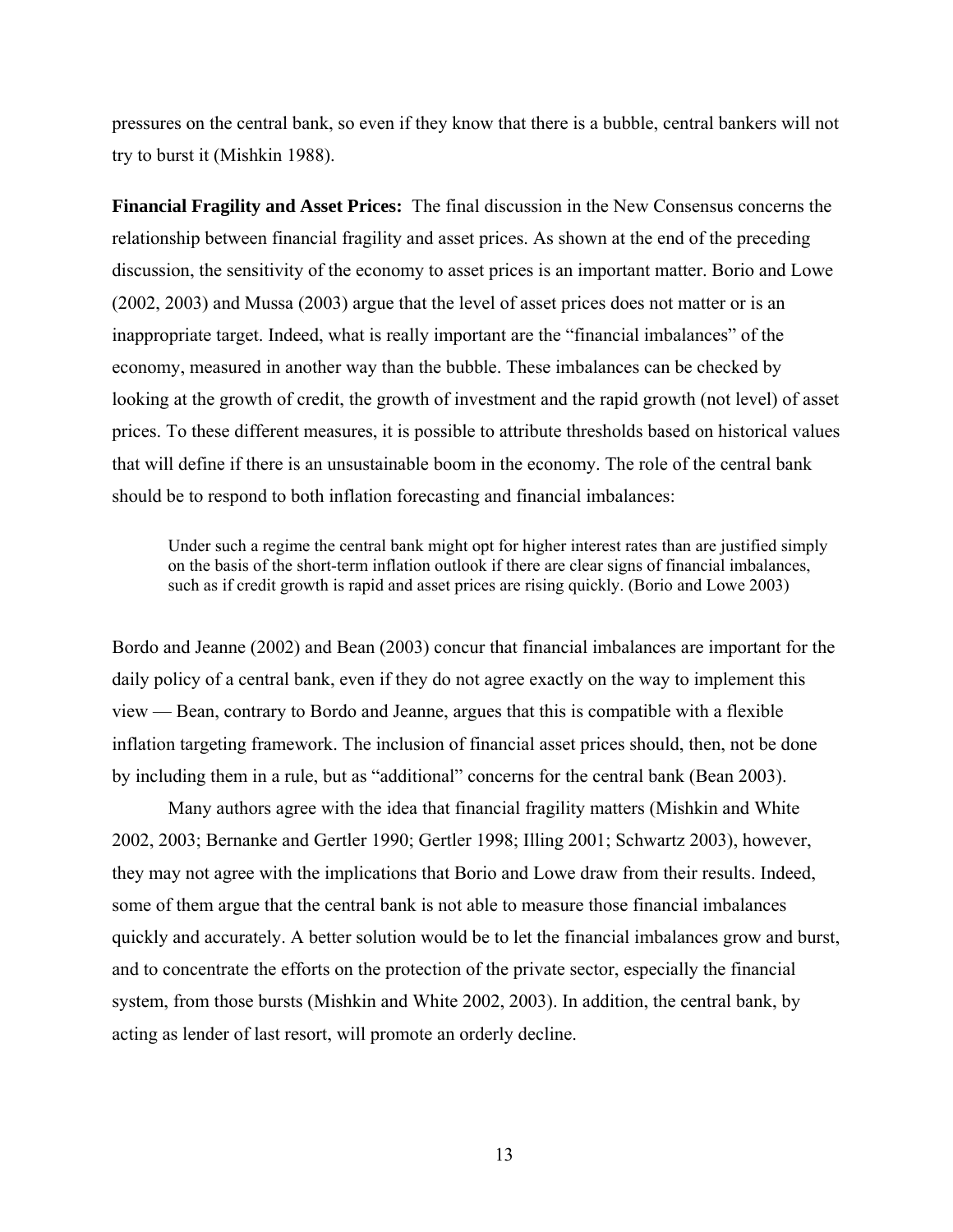pressures on the central bank, so even if they know that there is a bubble, central bankers will not try to burst it (Mishkin 1988).

**Financial Fragility and Asset Prices:** The final discussion in the New Consensus concerns the relationship between financial fragility and asset prices. As shown at the end of the preceding discussion, the sensitivity of the economy to asset prices is an important matter. Borio and Lowe (2002, 2003) and Mussa (2003) argue that the level of asset prices does not matter or is an inappropriate target. Indeed, what is really important are the "financial imbalances" of the economy, measured in another way than the bubble. These imbalances can be checked by looking at the growth of credit, the growth of investment and the rapid growth (not level) of asset prices. To these different measures, it is possible to attribute thresholds based on historical values that will define if there is an unsustainable boom in the economy. The role of the central bank should be to respond to both inflation forecasting and financial imbalances:

> Under such a regime the central bank might opt for higher interest rates than are justified simply on the basis of the short-term inflation outlook if there are clear signs of financial imbalances, such as if credit growth is rapid and asset prices are rising quickly. (Borio and Lowe 2003)

Bordo and Jeanne (2002) and Bean (2003) concur that financial imbalances are important for the daily policy of a central bank, even if they do not agree exactly on the way to implement this view — Bean, contrary to Bordo and Jeanne, argues that this is compatible with a flexible inflation targeting framework. The inclusion of financial asset prices should, then, not be done by including them in a rule, but as "additional" concerns for the central bank (Bean 2003).

Many authors agree with the idea that financial fragility matters (Mishkin and White 2002, 2003; Bernanke and Gertler 1990; Gertler 1998; Illing 2001; Schwartz 2003), however, they may not agree with the implications that Borio and Lowe draw from their results. Indeed, some of them argue that the central bank is not able to measure those financial imbalances quickly and accurately. A better solution would be to let the financial imbalances grow and burst, and to concentrate the efforts on the protection of the private sector, especially the financial system, from those bursts (Mishkin and White 2002, 2003). In addition, the central bank, by acting as lender of last resort, will promote an orderly decline.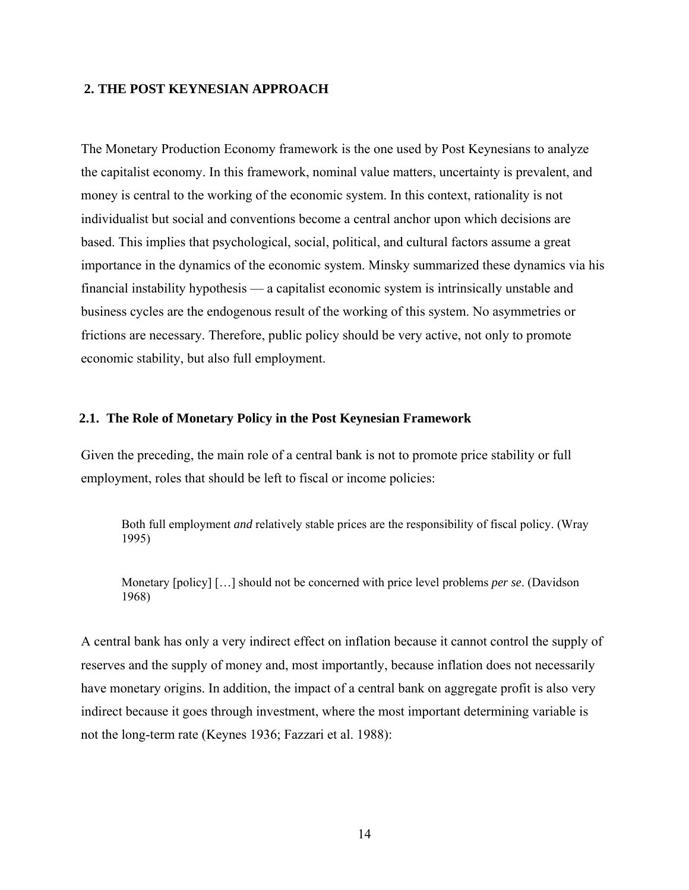## 2. THE POST KEYNESIAN APPROACH

The Monetary Production Economy framework is the one used by Post Keynesians to analyze the capitalist economy. In this framework, nominal value matters, uncertainty is prevalent, and money is central to the working of the economic system. In this context, rationality is not individualist but social and conventions become a central anchor upon which decisions are based. This implies that psychological, social, political, and cultural factors assume a great importance in the dynamics of the economic system. Minsky summarized these dynamics via his financial instability hypothesis — a capitalist economic system is intrinsically unstable and business cycles are the endogenous result of the working of this system. No asymmetries or frictions are necessary. Therefore, public policy should be very active, not only to promote economic stability, but also full employment.

### 2.1. The Role of Monetary Policy in the Post Keynesian Framework

Given the preceding, the main role of a central bank is not to promote price stability or full employment, roles that should be left to fiscal or income policies:

> Both full employment *and* relatively stable prices are the responsibility of fiscal policy. (Wray 1995)

> Monetary [policy] […] should not be concerned with price level problems *per se*. (Davidson 1968)

A central bank has only a very indirect effect on inflation because it cannot control the supply of reserves and the supply of money and, most importantly, because inflation does not necessarily have monetary origins. In addition, the impact of a central bank on aggregate profit is also very indirect because it goes through investment, where the most important determining variable is not the long-term rate (Keynes 1936; Fazzari et al. 1988):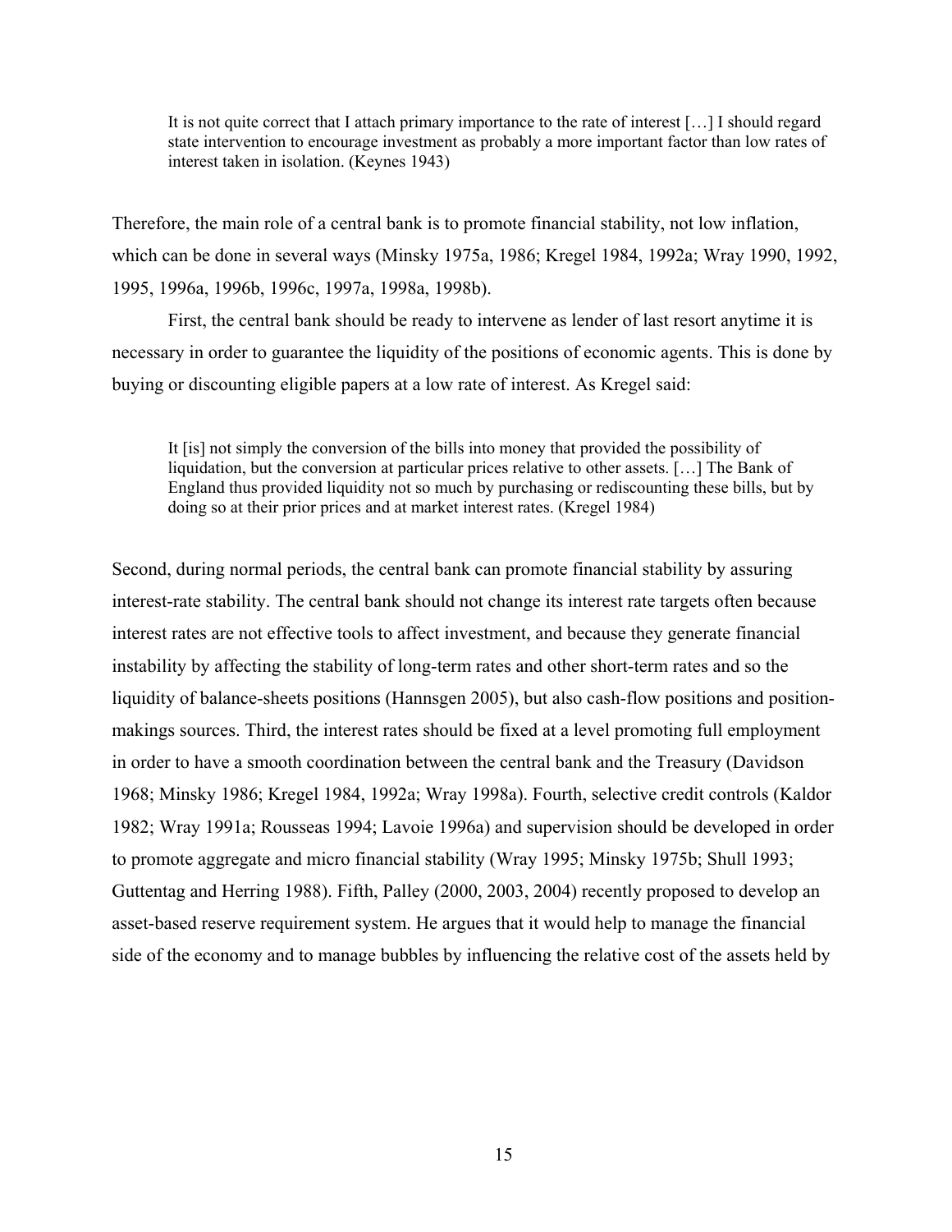> It is not quite correct that I attach primary importance to the rate of interest […] I should regard state intervention to encourage investment as probably a more important factor than low rates of interest taken in isolation. (Keynes 1943)

Therefore, the main role of a central bank is to promote financial stability, not low inflation, which can be done in several ways (Minsky 1975a, 1986; Kregel 1984, 1992a; Wray 1990, 1992, 1995, 1996a, 1996b, 1996c, 1997a, 1998a, 1998b).

First, the central bank should be ready to intervene as lender of last resort anytime it is necessary in order to guarantee the liquidity of the positions of economic agents. This is done by buying or discounting eligible papers at a low rate of interest. As Kregel said:

> It [is] not simply the conversion of the bills into money that provided the possibility of liquidation, but the conversion at particular prices relative to other assets. […] The Bank of England thus provided liquidity not so much by purchasing or rediscounting these bills, but by doing so at their prior prices and at market interest rates. (Kregel 1984)

Second, during normal periods, the central bank can promote financial stability by assuring interest-rate stability. The central bank should not change its interest rate targets often because interest rates are not effective tools to affect investment, and because they generate financial instability by affecting the stability of long-term rates and other short-term rates and so the liquidity of balance-sheets positions (Hannsgen 2005), but also cash-flow positions and position-makings sources. Third, the interest rates should be fixed at a level promoting full employment in order to have a smooth coordination between the central bank and the Treasury (Davidson 1968; Minsky 1986; Kregel 1984, 1992a; Wray 1998a). Fourth, selective credit controls (Kaldor 1982; Wray 1991a; Rousseas 1994; Lavoie 1996a) and supervision should be developed in order to promote aggregate and micro financial stability (Wray 1995; Minsky 1975b; Shull 1993; Guttentag and Herring 1988). Fifth, Palley (2000, 2003, 2004) recently proposed to develop an asset-based reserve requirement system. He argues that it would help to manage the financial side of the economy and to manage bubbles by influencing the relative cost of the assets held by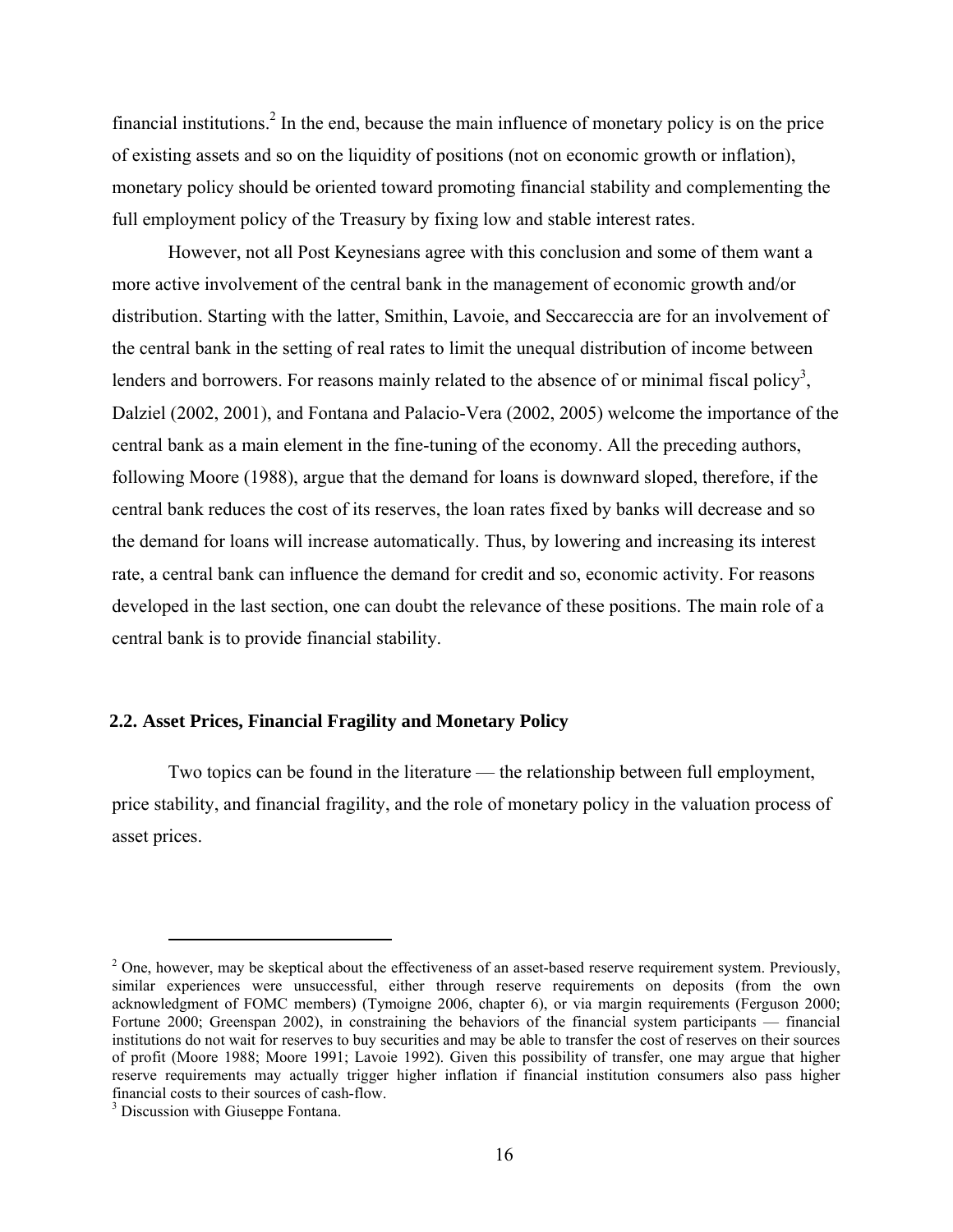financial institutions.[2] In the end, because the main influence of monetary policy is on the price of existing assets and so on the liquidity of positions (not on economic growth or inflation), monetary policy should be oriented toward promoting financial stability and complementing the full employment policy of the Treasury by fixing low and stable interest rates.

However, not all Post Keynesians agree with this conclusion and some of them want a more active involvement of the central bank in the management of economic growth and/or distribution. Starting with the latter, Smithin, Lavoie, and Seccareccia are for an involvement of the central bank in the setting of real rates to limit the unequal distribution of income between lenders and borrowers. For reasons mainly related to the absence of or minimal fiscal policy[3], Dalziel (2002, 2001), and Fontana and Palacio-Vera (2002, 2005) welcome the importance of the central bank as a main element in the fine-tuning of the economy. All the preceding authors, following Moore (1988), argue that the demand for loans is downward sloped, therefore, if the central bank reduces the cost of its reserves, the loan rates fixed by banks will decrease and so the demand for loans will increase automatically. Thus, by lowering and increasing its interest rate, a central bank can influence the demand for credit and so, economic activity. For reasons developed in the last section, one can doubt the relevance of these positions. The main role of a central bank is to provide financial stability.

### 2.2. Asset Prices, Financial Fragility and Monetary Policy

Two topics can be found in the literature — the relationship between full employment, price stability, and financial fragility, and the role of monetary policy in the valuation process of asset prices.

---

[2] One, however, may be skeptical about the effectiveness of an asset-based reserve requirement system. Previously, similar experiences were unsuccessful, either through reserve requirements on deposits (from the own acknowledgment of FOMC members) (Tymoigne 2006, chapter 6), or via margin requirements (Ferguson 2000; Fortune 2000; Greenspan 2002), in constraining the behaviors of the financial system participants — financial institutions do not wait for reserves to buy securities and may be able to transfer the cost of reserves on their sources of profit (Moore 1988; Moore 1991; Lavoie 1992). Given this possibility of transfer, one may argue that higher reserve requirements may actually trigger higher inflation if financial institution consumers also pass higher financial costs to their sources of cash-flow.

[3] Discussion with Giuseppe Fontana.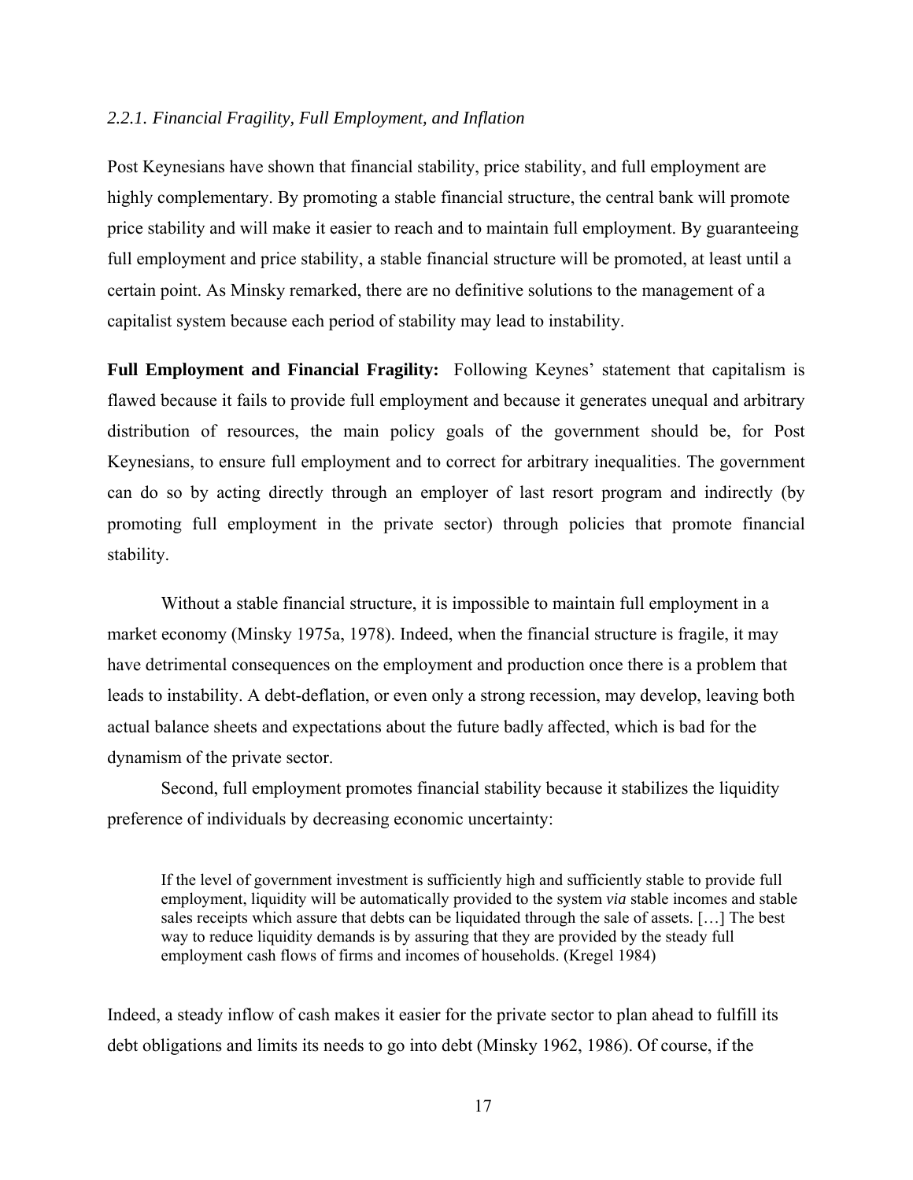### *2.2.1. Financial Fragility, Full Employment, and Inflation*

Post Keynesians have shown that financial stability, price stability, and full employment are highly complementary. By promoting a stable financial structure, the central bank will promote price stability and will make it easier to reach and to maintain full employment. By guaranteeing full employment and price stability, a stable financial structure will be promoted, at least until a certain point. As Minsky remarked, there are no definitive solutions to the management of a capitalist system because each period of stability may lead to instability.

**Full Employment and Financial Fragility:** Following Keynes' statement that capitalism is flawed because it fails to provide full employment and because it generates unequal and arbitrary distribution of resources, the main policy goals of the government should be, for Post Keynesians, to ensure full employment and to correct for arbitrary inequalities. The government can do so by acting directly through an employer of last resort program and indirectly (by promoting full employment in the private sector) through policies that promote financial stability.

Without a stable financial structure, it is impossible to maintain full employment in a market economy (Minsky 1975a, 1978). Indeed, when the financial structure is fragile, it may have detrimental consequences on the employment and production once there is a problem that leads to instability. A debt-deflation, or even only a strong recession, may develop, leaving both actual balance sheets and expectations about the future badly affected, which is bad for the dynamism of the private sector.

Second, full employment promotes financial stability because it stabilizes the liquidity preference of individuals by decreasing economic uncertainty:

> If the level of government investment is sufficiently high and sufficiently stable to provide full employment, liquidity will be automatically provided to the system *via* stable incomes and stable sales receipts which assure that debts can be liquidated through the sale of assets. […] The best way to reduce liquidity demands is by assuring that they are provided by the steady full employment cash flows of firms and incomes of households. (Kregel 1984)

Indeed, a steady inflow of cash makes it easier for the private sector to plan ahead to fulfill its debt obligations and limits its needs to go into debt (Minsky 1962, 1986). Of course, if the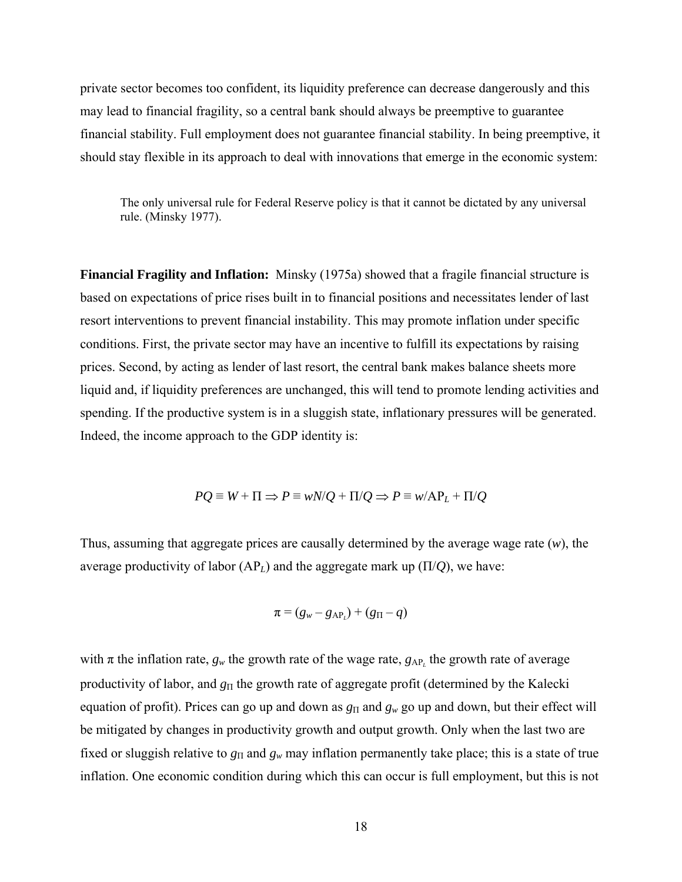private sector becomes too confident, its liquidity preference can decrease dangerously and this may lead to financial fragility, so a central bank should always be preemptive to guarantee financial stability. Full employment does not guarantee financial stability. In being preemptive, it should stay flexible in its approach to deal with innovations that emerge in the economic system:

> The only universal rule for Federal Reserve policy is that it cannot be dictated by any universal rule. (Minsky 1977).

**Financial Fragility and Inflation:** Minsky (1975a) showed that a fragile financial structure is based on expectations of price rises built in to financial positions and necessitates lender of last resort interventions to prevent financial instability. This may promote inflation under specific conditions. First, the private sector may have an incentive to fulfill its expectations by raising prices. Second, by acting as lender of last resort, the central bank makes balance sheets more liquid and, if liquidity preferences are unchanged, this will tend to promote lending activities and spending. If the productive system is in a sluggish state, inflationary pressures will be generated. Indeed, the income approach to the GDP identity is:

$$PQ \equiv W + \Pi \Rightarrow P \equiv wN/Q + \Pi/Q \Rightarrow P \equiv w/\mathrm{AP}_L + \Pi/Q$$

Thus, assuming that aggregate prices are causally determined by the average wage rate ($w$), the average productivity of labor ($\mathrm{AP}_L$) and the aggregate mark up ($\Pi/Q$), we have:

$$\pi = (g_w - g_{\mathrm{AP}_L}) + (g_\Pi - q)$$

with $\pi$ the inflation rate, $g_w$ the growth rate of the wage rate, $g_{\mathrm{AP}_L}$ the growth rate of average productivity of labor, and $g_\Pi$ the growth rate of aggregate profit (determined by the Kalecki equation of profit). Prices can go up and down as $g_\Pi$ and $g_w$ go up and down, but their effect will be mitigated by changes in productivity growth and output growth. Only when the last two are fixed or sluggish relative to $g_\Pi$ and $g_w$ may inflation permanently take place; this is a state of true inflation. One economic condition during which this can occur is full employment, but this is not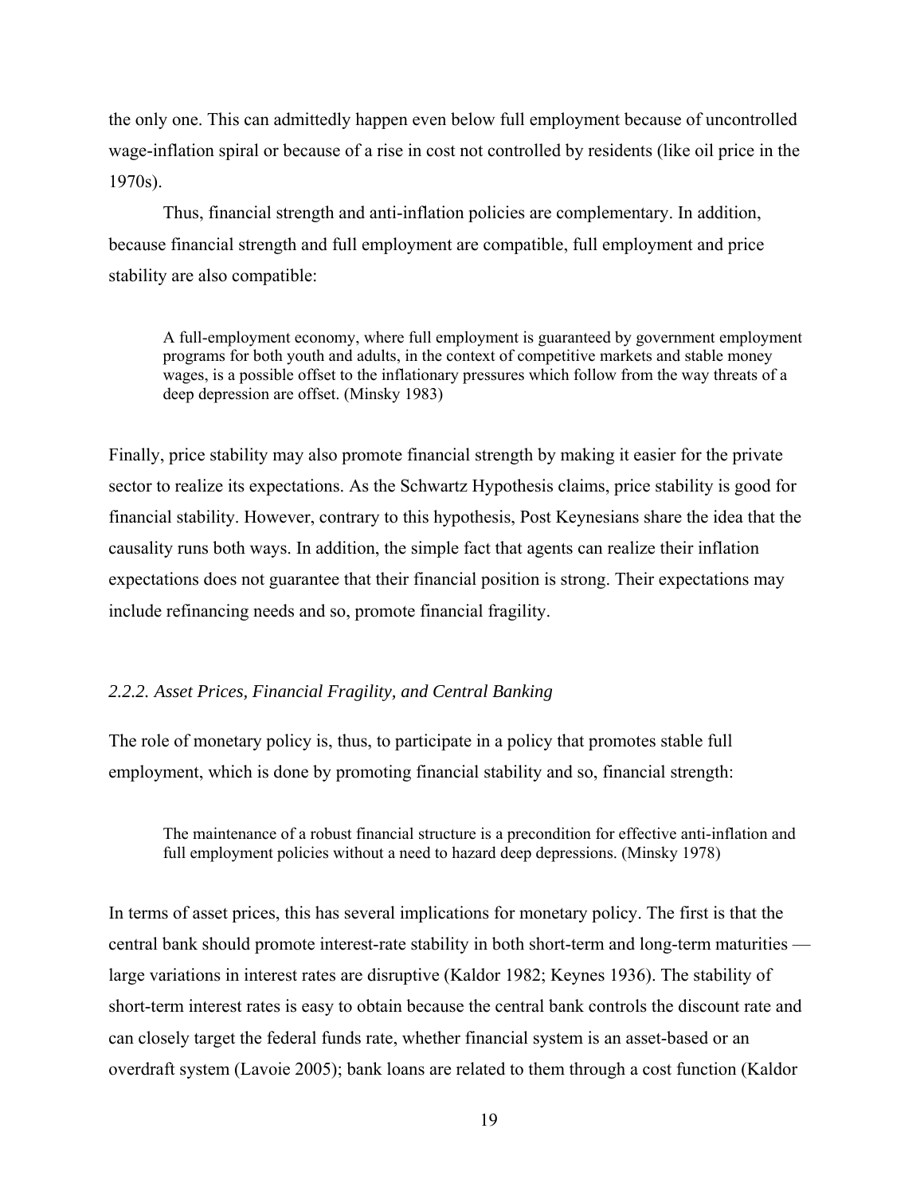the only one. This can admittedly happen even below full employment because of uncontrolled wage-inflation spiral or because of a rise in cost not controlled by residents (like oil price in the 1970s).

Thus, financial strength and anti-inflation policies are complementary. In addition, because financial strength and full employment are compatible, full employment and price stability are also compatible:

> A full-employment economy, where full employment is guaranteed by government employment programs for both youth and adults, in the context of competitive markets and stable money wages, is a possible offset to the inflationary pressures which follow from the way threats of a deep depression are offset. (Minsky 1983)

Finally, price stability may also promote financial strength by making it easier for the private sector to realize its expectations. As the Schwartz Hypothesis claims, price stability is good for financial stability. However, contrary to this hypothesis, Post Keynesians share the idea that the causality runs both ways. In addition, the simple fact that agents can realize their inflation expectations does not guarantee that their financial position is strong. Their expectations may include refinancing needs and so, promote financial fragility.

### *2.2.2. Asset Prices, Financial Fragility, and Central Banking*

The role of monetary policy is, thus, to participate in a policy that promotes stable full employment, which is done by promoting financial stability and so, financial strength:

> The maintenance of a robust financial structure is a precondition for effective anti-inflation and full employment policies without a need to hazard deep depressions. (Minsky 1978)

In terms of asset prices, this has several implications for monetary policy. The first is that the central bank should promote interest-rate stability in both short-term and long-term maturities — large variations in interest rates are disruptive (Kaldor 1982; Keynes 1936). The stability of short-term interest rates is easy to obtain because the central bank controls the discount rate and can closely target the federal funds rate, whether financial system is an asset-based or an overdraft system (Lavoie 2005); bank loans are related to them through a cost function (Kaldor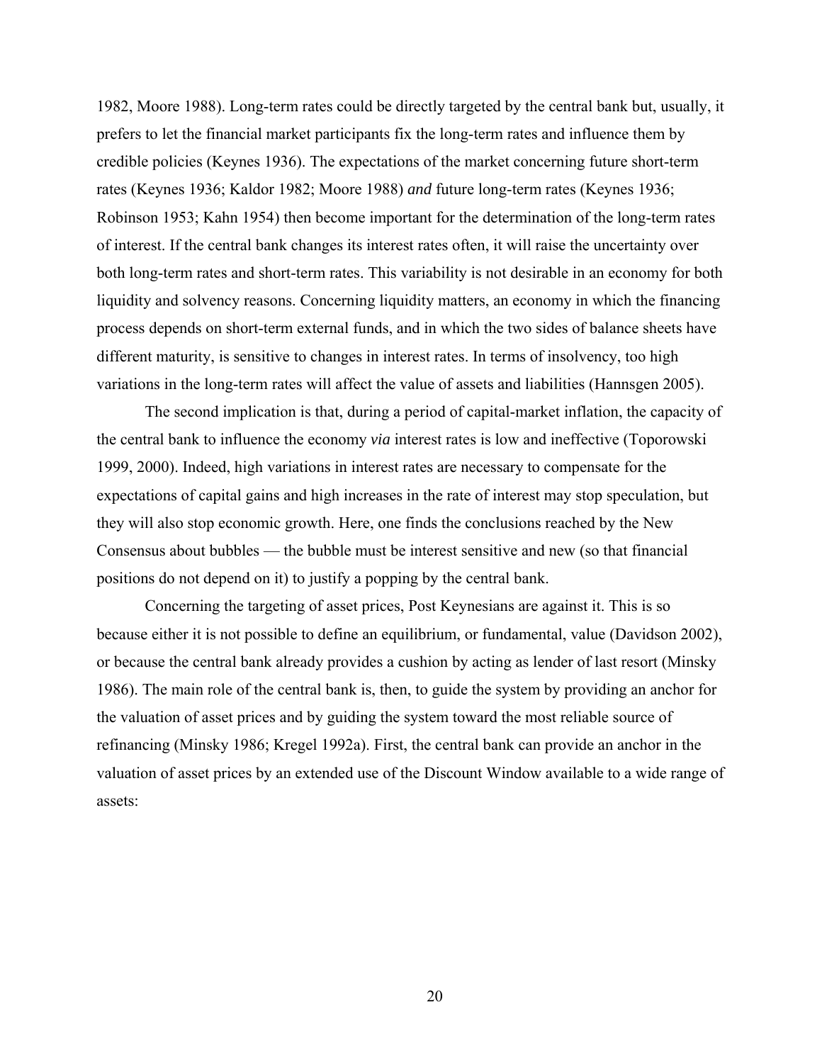1982, Moore 1988). Long-term rates could be directly targeted by the central bank but, usually, it prefers to let the financial market participants fix the long-term rates and influence them by credible policies (Keynes 1936). The expectations of the market concerning future short-term rates (Keynes 1936; Kaldor 1982; Moore 1988) *and* future long-term rates (Keynes 1936; Robinson 1953; Kahn 1954) then become important for the determination of the long-term rates of interest. If the central bank changes its interest rates often, it will raise the uncertainty over both long-term rates and short-term rates. This variability is not desirable in an economy for both liquidity and solvency reasons. Concerning liquidity matters, an economy in which the financing process depends on short-term external funds, and in which the two sides of balance sheets have different maturity, is sensitive to changes in interest rates. In terms of insolvency, too high variations in the long-term rates will affect the value of assets and liabilities (Hannsgen 2005).

The second implication is that, during a period of capital-market inflation, the capacity of the central bank to influence the economy *via* interest rates is low and ineffective (Toporowski 1999, 2000). Indeed, high variations in interest rates are necessary to compensate for the expectations of capital gains and high increases in the rate of interest may stop speculation, but they will also stop economic growth. Here, one finds the conclusions reached by the New Consensus about bubbles — the bubble must be interest sensitive and new (so that financial positions do not depend on it) to justify a popping by the central bank.

Concerning the targeting of asset prices, Post Keynesians are against it. This is so because either it is not possible to define an equilibrium, or fundamental, value (Davidson 2002), or because the central bank already provides a cushion by acting as lender of last resort (Minsky 1986). The main role of the central bank is, then, to guide the system by providing an anchor for the valuation of asset prices and by guiding the system toward the most reliable source of refinancing (Minsky 1986; Kregel 1992a). First, the central bank can provide an anchor in the valuation of asset prices by an extended use of the Discount Window available to a wide range of assets: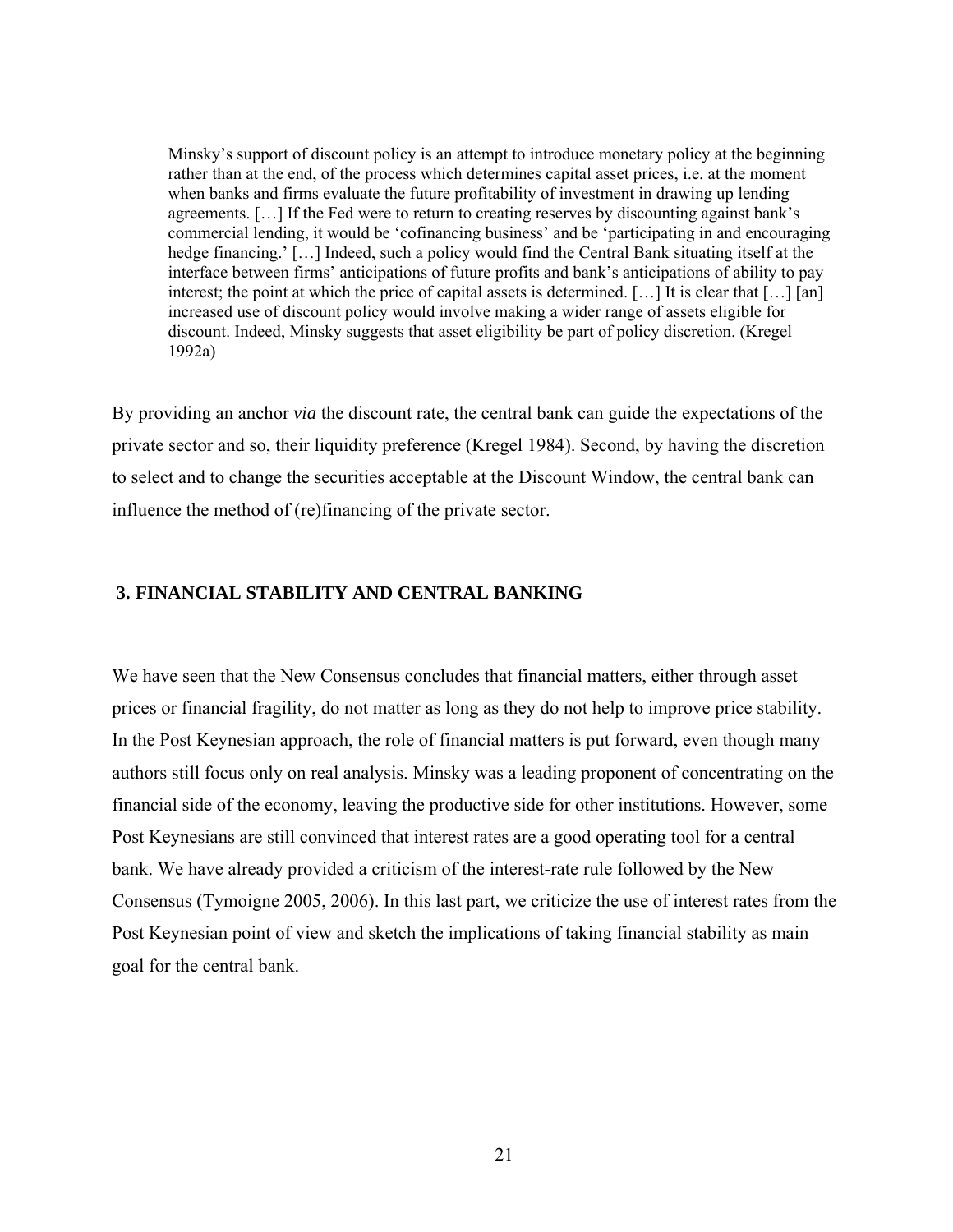> Minsky's support of discount policy is an attempt to introduce monetary policy at the beginning rather than at the end, of the process which determines capital asset prices, i.e. at the moment when banks and firms evaluate the future profitability of investment in drawing up lending agreements. […] If the Fed were to return to creating reserves by discounting against bank's commercial lending, it would be 'cofinancing business' and be 'participating in and encouraging hedge financing.' […] Indeed, such a policy would find the Central Bank situating itself at the interface between firms' anticipations of future profits and bank's anticipations of ability to pay interest; the point at which the price of capital assets is determined. […] It is clear that […] [an] increased use of discount policy would involve making a wider range of assets eligible for discount. Indeed, Minsky suggests that asset eligibility be part of policy discretion. (Kregel 1992a)

By providing an anchor *via* the discount rate, the central bank can guide the expectations of the private sector and so, their liquidity preference (Kregel 1984). Second, by having the discretion to select and to change the securities acceptable at the Discount Window, the central bank can influence the method of (re)financing of the private sector.

## 3. FINANCIAL STABILITY AND CENTRAL BANKING

We have seen that the New Consensus concludes that financial matters, either through asset prices or financial fragility, do not matter as long as they do not help to improve price stability. In the Post Keynesian approach, the role of financial matters is put forward, even though many authors still focus only on real analysis. Minsky was a leading proponent of concentrating on the financial side of the economy, leaving the productive side for other institutions. However, some Post Keynesians are still convinced that interest rates are a good operating tool for a central bank. We have already provided a criticism of the interest-rate rule followed by the New Consensus (Tymoigne 2005, 2006). In this last part, we criticize the use of interest rates from the Post Keynesian point of view and sketch the implications of taking financial stability as main goal for the central bank.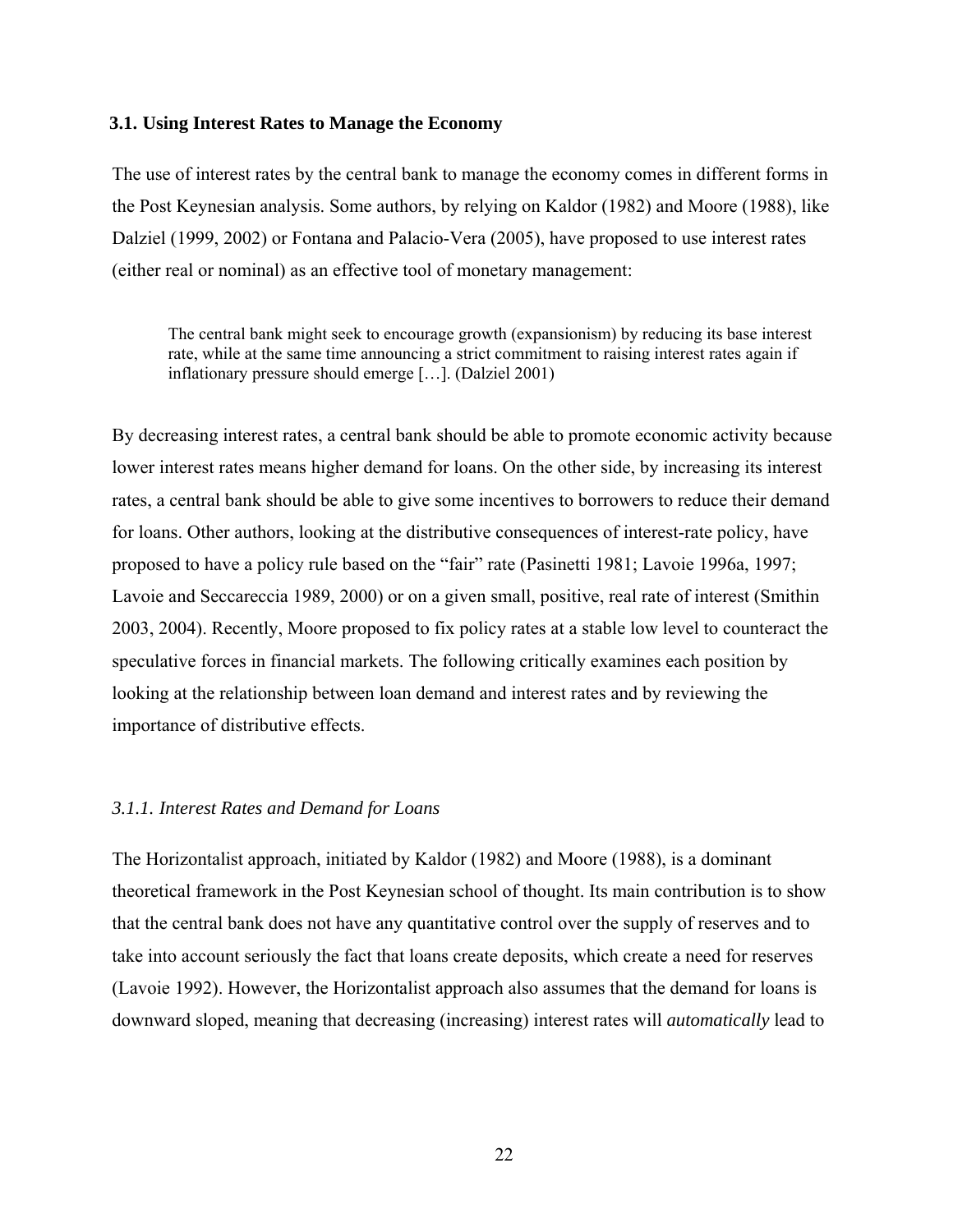### 3.1. Using Interest Rates to Manage the Economy

The use of interest rates by the central bank to manage the economy comes in different forms in the Post Keynesian analysis. Some authors, by relying on Kaldor (1982) and Moore (1988), like Dalziel (1999, 2002) or Fontana and Palacio-Vera (2005), have proposed to use interest rates (either real or nominal) as an effective tool of monetary management:

> The central bank might seek to encourage growth (expansionism) by reducing its base interest rate, while at the same time announcing a strict commitment to raising interest rates again if inflationary pressure should emerge […]. (Dalziel 2001)

By decreasing interest rates, a central bank should be able to promote economic activity because lower interest rates means higher demand for loans. On the other side, by increasing its interest rates, a central bank should be able to give some incentives to borrowers to reduce their demand for loans. Other authors, looking at the distributive consequences of interest-rate policy, have proposed to have a policy rule based on the "fair" rate (Pasinetti 1981; Lavoie 1996a, 1997; Lavoie and Seccareccia 1989, 2000) or on a given small, positive, real rate of interest (Smithin 2003, 2004). Recently, Moore proposed to fix policy rates at a stable low level to counteract the speculative forces in financial markets. The following critically examines each position by looking at the relationship between loan demand and interest rates and by reviewing the importance of distributive effects.

#### *3.1.1. Interest Rates and Demand for Loans*

The Horizontalist approach, initiated by Kaldor (1982) and Moore (1988), is a dominant theoretical framework in the Post Keynesian school of thought. Its main contribution is to show that the central bank does not have any quantitative control over the supply of reserves and to take into account seriously the fact that loans create deposits, which create a need for reserves (Lavoie 1992). However, the Horizontalist approach also assumes that the demand for loans is downward sloped, meaning that decreasing (increasing) interest rates will *automatically* lead to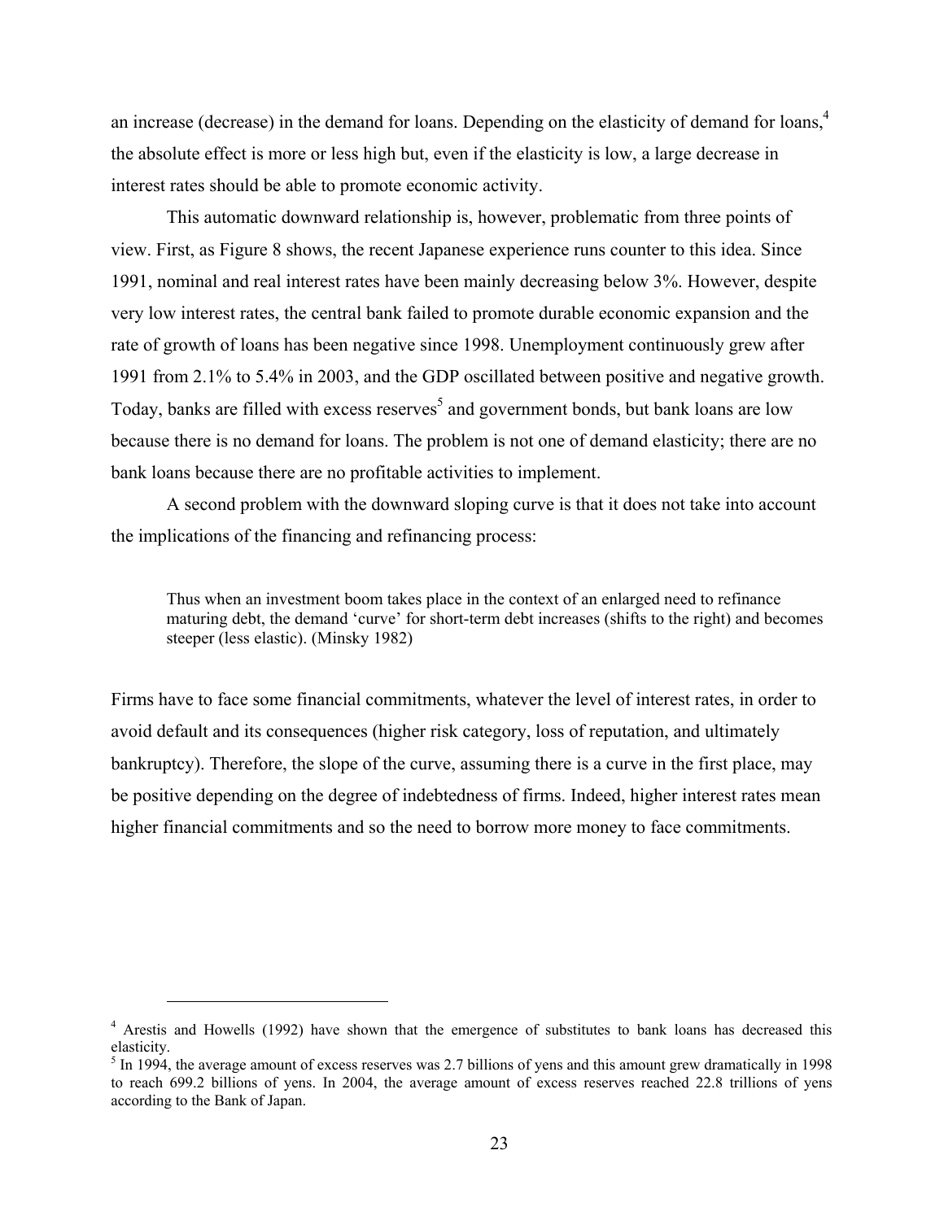an increase (decrease) in the demand for loans. Depending on the elasticity of demand for loans,[4] the absolute effect is more or less high but, even if the elasticity is low, a large decrease in interest rates should be able to promote economic activity.

This automatic downward relationship is, however, problematic from three points of view. First, as Figure 8 shows, the recent Japanese experience runs counter to this idea. Since 1991, nominal and real interest rates have been mainly decreasing below 3%. However, despite very low interest rates, the central bank failed to promote durable economic expansion and the rate of growth of loans has been negative since 1998. Unemployment continuously grew after 1991 from 2.1% to 5.4% in 2003, and the GDP oscillated between positive and negative growth. Today, banks are filled with excess reserves[5] and government bonds, but bank loans are low because there is no demand for loans. The problem is not one of demand elasticity; there are no bank loans because there are no profitable activities to implement.

A second problem with the downward sloping curve is that it does not take into account the implications of the financing and refinancing process:

> Thus when an investment boom takes place in the context of an enlarged need to refinance maturing debt, the demand 'curve' for short-term debt increases (shifts to the right) and becomes steeper (less elastic). (Minsky 1982)

Firms have to face some financial commitments, whatever the level of interest rates, in order to avoid default and its consequences (higher risk category, loss of reputation, and ultimately bankruptcy). Therefore, the slope of the curve, assuming there is a curve in the first place, may be positive depending on the degree of indebtedness of firms. Indeed, higher interest rates mean higher financial commitments and so the need to borrow more money to face commitments.

---

[4] Arestis and Howells (1992) have shown that the emergence of substitutes to bank loans has decreased this elasticity.

[5] In 1994, the average amount of excess reserves was 2.7 billions of yens and this amount grew dramatically in 1998 to reach 699.2 billions of yens. In 2004, the average amount of excess reserves reached 22.8 trillions of yens according to the Bank of Japan.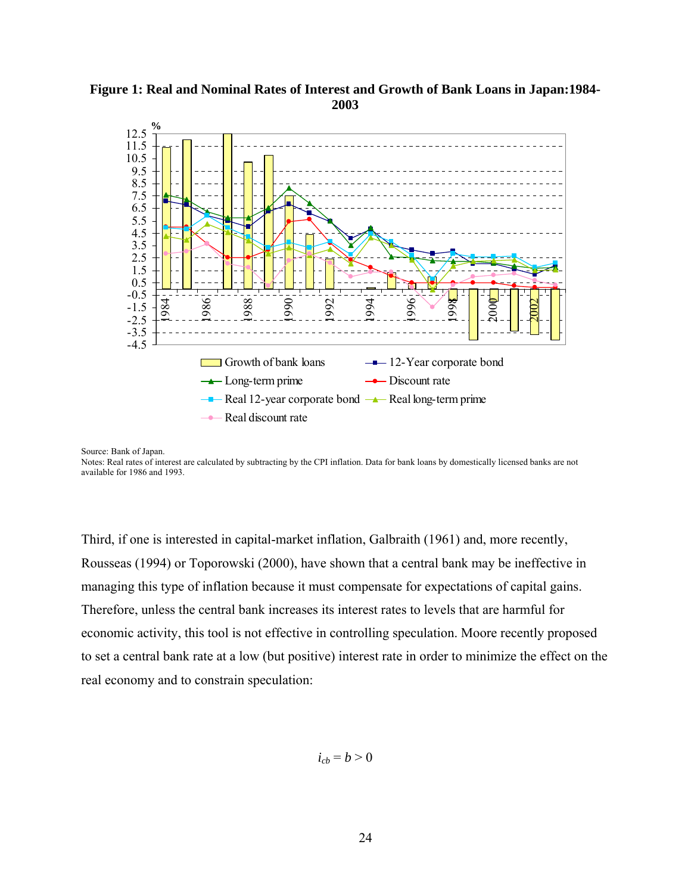**Figure 1: Real and Nominal Rates of Interest and Growth of Bank Loans in Japan:1984-2003**

Source: Bank of Japan.
Notes: Real rates of interest are calculated by subtracting by the CPI inflation. Data for bank loans by domestically licensed banks are not available for 1986 and 1993.

Third, if one is interested in capital-market inflation, Galbraith (1961) and, more recently, Rousseas (1994) or Toporowski (2000), have shown that a central bank may be ineffective in managing this type of inflation because it must compensate for expectations of capital gains. Therefore, unless the central bank increases its interest rates to levels that are harmful for economic activity, this tool is not effective in controlling speculation. Moore recently proposed to set a central bank rate at a low (but positive) interest rate in order to minimize the effect on the real economy and to constrain speculation:

$$i_{cb} = b > 0$$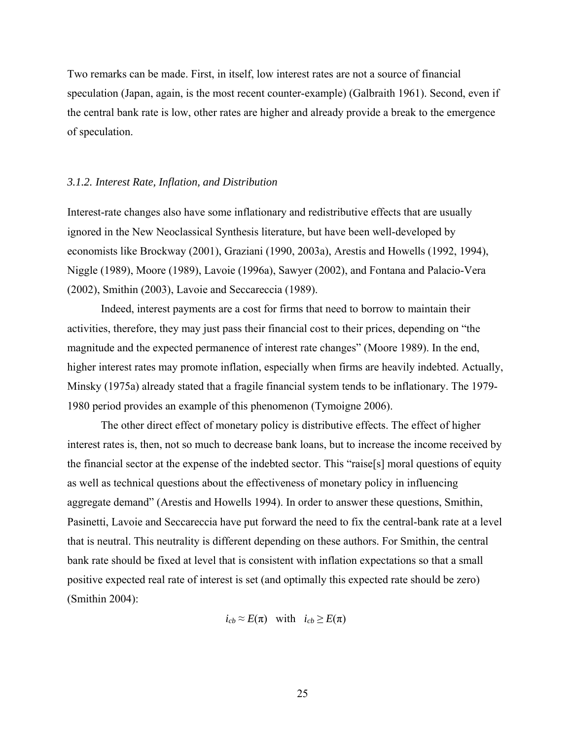Two remarks can be made. First, in itself, low interest rates are not a source of financial speculation (Japan, again, is the most recent counter-example) (Galbraith 1961). Second, even if the central bank rate is low, other rates are higher and already provide a break to the emergence of speculation.

### *3.1.2. Interest Rate, Inflation, and Distribution*

Interest-rate changes also have some inflationary and redistributive effects that are usually ignored in the New Neoclassical Synthesis literature, but have been well-developed by economists like Brockway (2001), Graziani (1990, 2003a), Arestis and Howells (1992, 1994), Niggle (1989), Moore (1989), Lavoie (1996a), Sawyer (2002), and Fontana and Palacio-Vera (2002), Smithin (2003), Lavoie and Seccareccia (1989).

Indeed, interest payments are a cost for firms that need to borrow to maintain their activities, therefore, they may just pass their financial cost to their prices, depending on "the magnitude and the expected permanence of interest rate changes" (Moore 1989). In the end, higher interest rates may promote inflation, especially when firms are heavily indebted. Actually, Minsky (1975a) already stated that a fragile financial system tends to be inflationary. The 1979-1980 period provides an example of this phenomenon (Tymoigne 2006).

The other direct effect of monetary policy is distributive effects. The effect of higher interest rates is, then, not so much to decrease bank loans, but to increase the income received by the financial sector at the expense of the indebted sector. This "raise[s] moral questions of equity as well as technical questions about the effectiveness of monetary policy in influencing aggregate demand" (Arestis and Howells 1994). In order to answer these questions, Smithin, Pasinetti, Lavoie and Seccareccia have put forward the need to fix the central-bank rate at a level that is neutral. This neutrality is different depending on these authors. For Smithin, the central bank rate should be fixed at level that is consistent with inflation expectations so that a small positive expected real rate of interest is set (and optimally this expected rate should be zero) (Smithin 2004):

$$i_{cb} \approx E(\pi) \quad \text{with} \quad i_{cb} \geq E(\pi)$$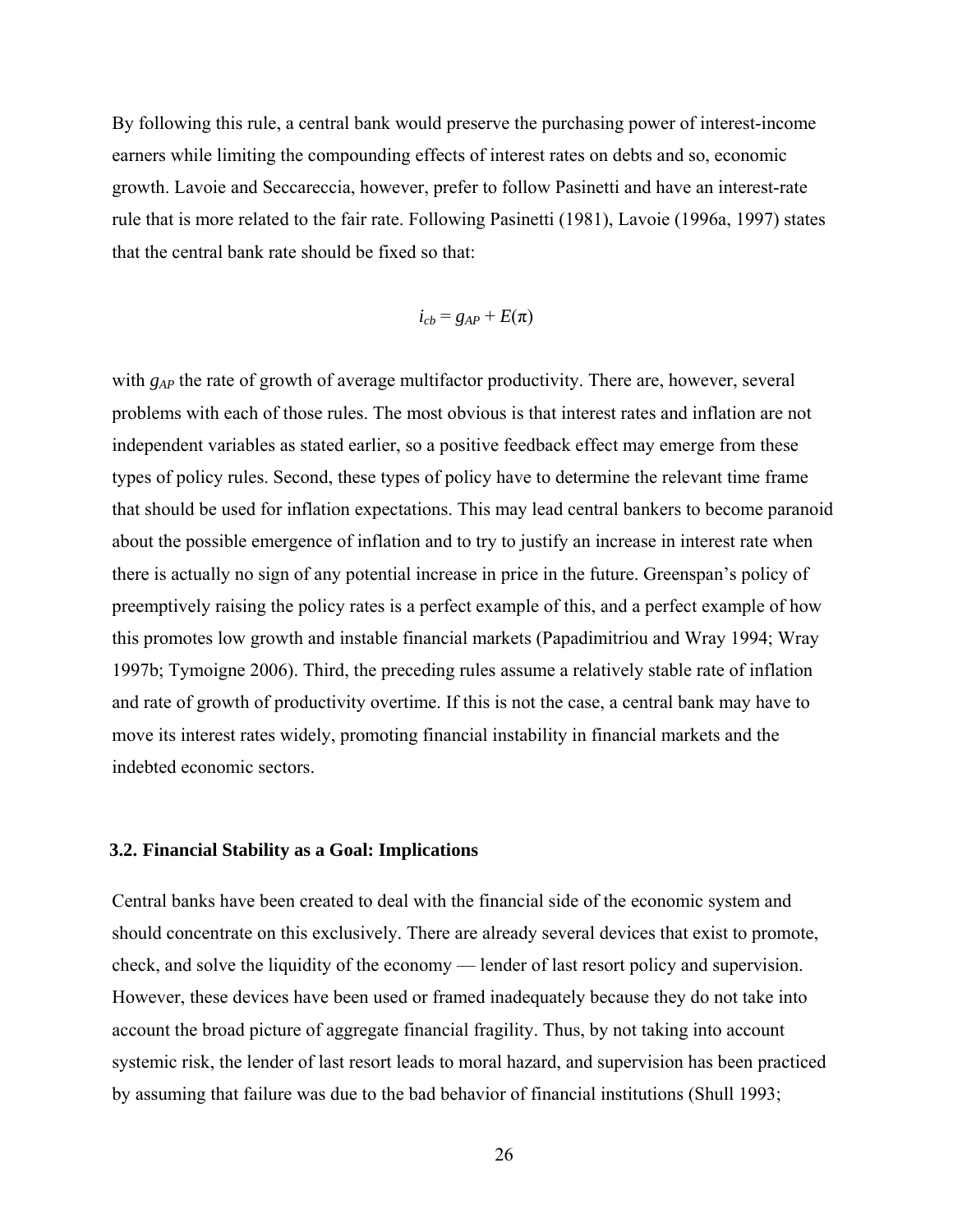By following this rule, a central bank would preserve the purchasing power of interest-income earners while limiting the compounding effects of interest rates on debts and so, economic growth. Lavoie and Seccareccia, however, prefer to follow Pasinetti and have an interest-rate rule that is more related to the fair rate. Following Pasinetti (1981), Lavoie (1996a, 1997) states that the central bank rate should be fixed so that:

$$i_{cb} = g_{AP} + E(\pi)$$

with $g_{AP}$ the rate of growth of average multifactor productivity. There are, however, several problems with each of those rules. The most obvious is that interest rates and inflation are not independent variables as stated earlier, so a positive feedback effect may emerge from these types of policy rules. Second, these types of policy have to determine the relevant time frame that should be used for inflation expectations. This may lead central bankers to become paranoid about the possible emergence of inflation and to try to justify an increase in interest rate when there is actually no sign of any potential increase in price in the future. Greenspan's policy of preemptively raising the policy rates is a perfect example of this, and a perfect example of how this promotes low growth and instable financial markets (Papadimitriou and Wray 1994; Wray 1997b; Tymoigne 2006). Third, the preceding rules assume a relatively stable rate of inflation and rate of growth of productivity overtime. If this is not the case, a central bank may have to move its interest rates widely, promoting financial instability in financial markets and the indebted economic sectors.

### 3.2. Financial Stability as a Goal: Implications

Central banks have been created to deal with the financial side of the economic system and should concentrate on this exclusively. There are already several devices that exist to promote, check, and solve the liquidity of the economy — lender of last resort policy and supervision. However, these devices have been used or framed inadequately because they do not take into account the broad picture of aggregate financial fragility. Thus, by not taking into account systemic risk, the lender of last resort leads to moral hazard, and supervision has been practiced by assuming that failure was due to the bad behavior of financial institutions (Shull 1993;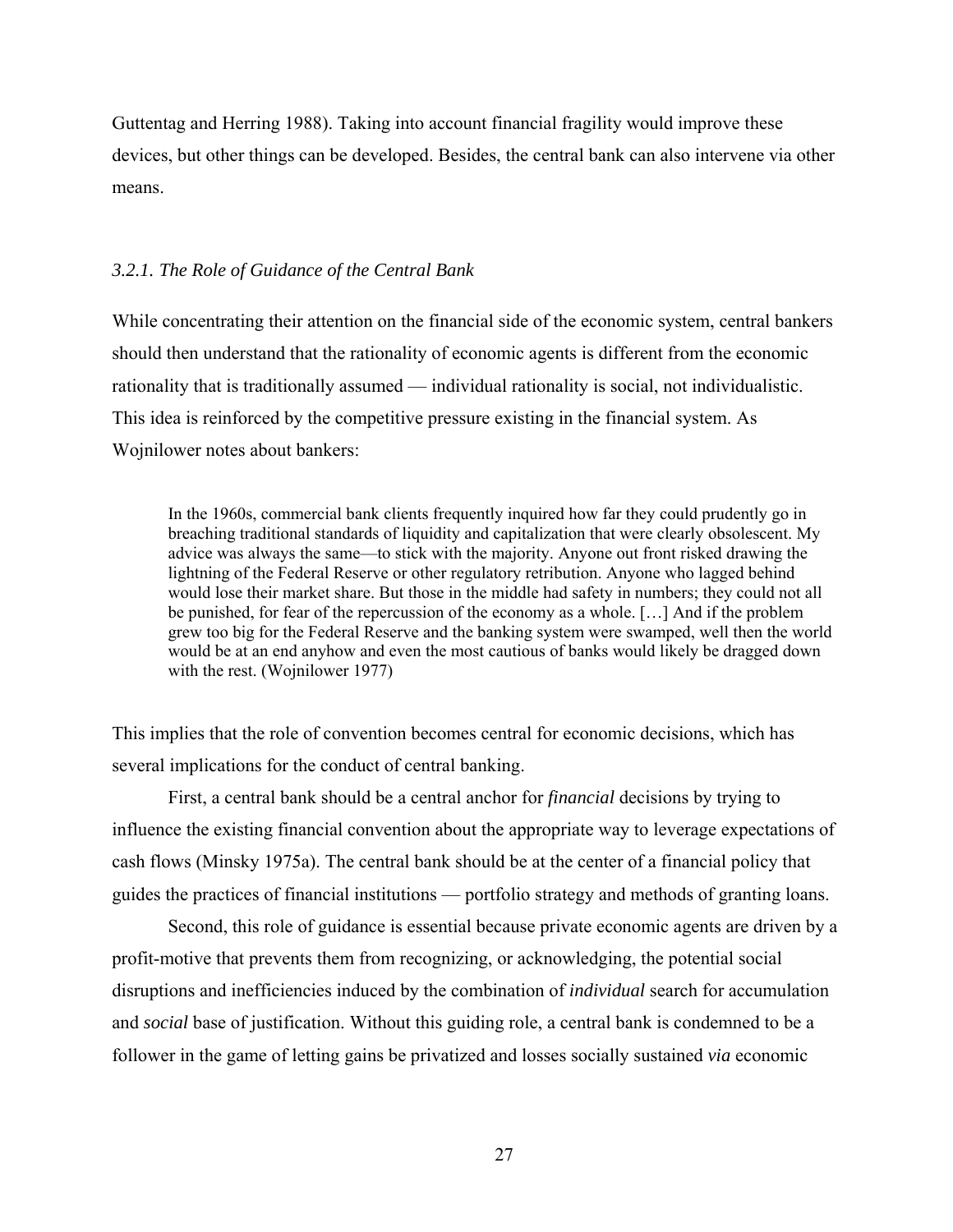Guttentag and Herring 1988). Taking into account financial fragility would improve these devices, but other things can be developed. Besides, the central bank can also intervene via other means.

### *3.2.1. The Role of Guidance of the Central Bank*

While concentrating their attention on the financial side of the economic system, central bankers should then understand that the rationality of economic agents is different from the economic rationality that is traditionally assumed — individual rationality is social, not individualistic. This idea is reinforced by the competitive pressure existing in the financial system. As Wojnilower notes about bankers:

> In the 1960s, commercial bank clients frequently inquired how far they could prudently go in breaching traditional standards of liquidity and capitalization that were clearly obsolescent. My advice was always the same—to stick with the majority. Anyone out front risked drawing the lightning of the Federal Reserve or other regulatory retribution. Anyone who lagged behind would lose their market share. But those in the middle had safety in numbers; they could not all be punished, for fear of the repercussion of the economy as a whole. […] And if the problem grew too big for the Federal Reserve and the banking system were swamped, well then the world would be at an end anyhow and even the most cautious of banks would likely be dragged down with the rest. (Wojnilower 1977)

This implies that the role of convention becomes central for economic decisions, which has several implications for the conduct of central banking.

First, a central bank should be a central anchor for *financial* decisions by trying to influence the existing financial convention about the appropriate way to leverage expectations of cash flows (Minsky 1975a). The central bank should be at the center of a financial policy that guides the practices of financial institutions — portfolio strategy and methods of granting loans.

Second, this role of guidance is essential because private economic agents are driven by a profit-motive that prevents them from recognizing, or acknowledging, the potential social disruptions and inefficiencies induced by the combination of *individual* search for accumulation and *social* base of justification. Without this guiding role, a central bank is condemned to be a follower in the game of letting gains be privatized and losses socially sustained *via* economic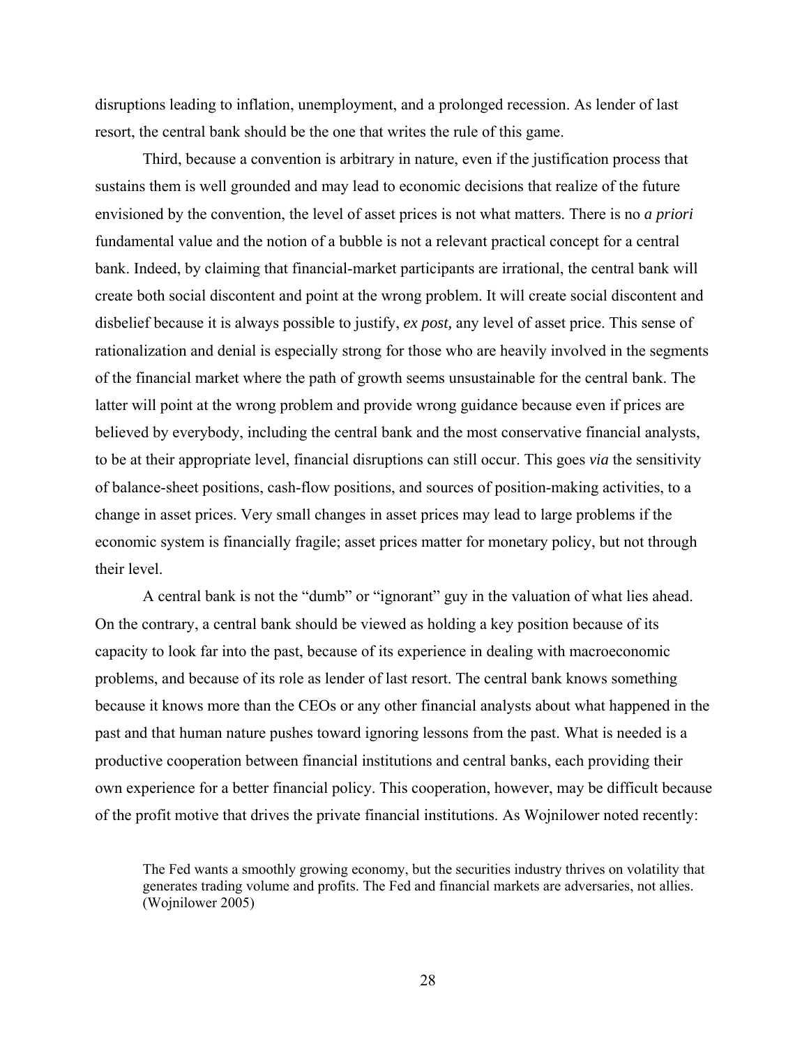disruptions leading to inflation, unemployment, and a prolonged recession. As lender of last resort, the central bank should be the one that writes the rule of this game.

Third, because a convention is arbitrary in nature, even if the justification process that sustains them is well grounded and may lead to economic decisions that realize of the future envisioned by the convention, the level of asset prices is not what matters. There is no *a priori* fundamental value and the notion of a bubble is not a relevant practical concept for a central bank. Indeed, by claiming that financial-market participants are irrational, the central bank will create both social discontent and point at the wrong problem. It will create social discontent and disbelief because it is always possible to justify, *ex post,* any level of asset price. This sense of rationalization and denial is especially strong for those who are heavily involved in the segments of the financial market where the path of growth seems unsustainable for the central bank. The latter will point at the wrong problem and provide wrong guidance because even if prices are believed by everybody, including the central bank and the most conservative financial analysts, to be at their appropriate level, financial disruptions can still occur. This goes *via* the sensitivity of balance-sheet positions, cash-flow positions, and sources of position-making activities, to a change in asset prices. Very small changes in asset prices may lead to large problems if the economic system is financially fragile; asset prices matter for monetary policy, but not through their level.

A central bank is not the "dumb" or "ignorant" guy in the valuation of what lies ahead. On the contrary, a central bank should be viewed as holding a key position because of its capacity to look far into the past, because of its experience in dealing with macroeconomic problems, and because of its role as lender of last resort. The central bank knows something because it knows more than the CEOs or any other financial analysts about what happened in the past and that human nature pushes toward ignoring lessons from the past. What is needed is a productive cooperation between financial institutions and central banks, each providing their own experience for a better financial policy. This cooperation, however, may be difficult because of the profit motive that drives the private financial institutions. As Wojnilower noted recently:

> The Fed wants a smoothly growing economy, but the securities industry thrives on volatility that generates trading volume and profits. The Fed and financial markets are adversaries, not allies. (Wojnilower 2005)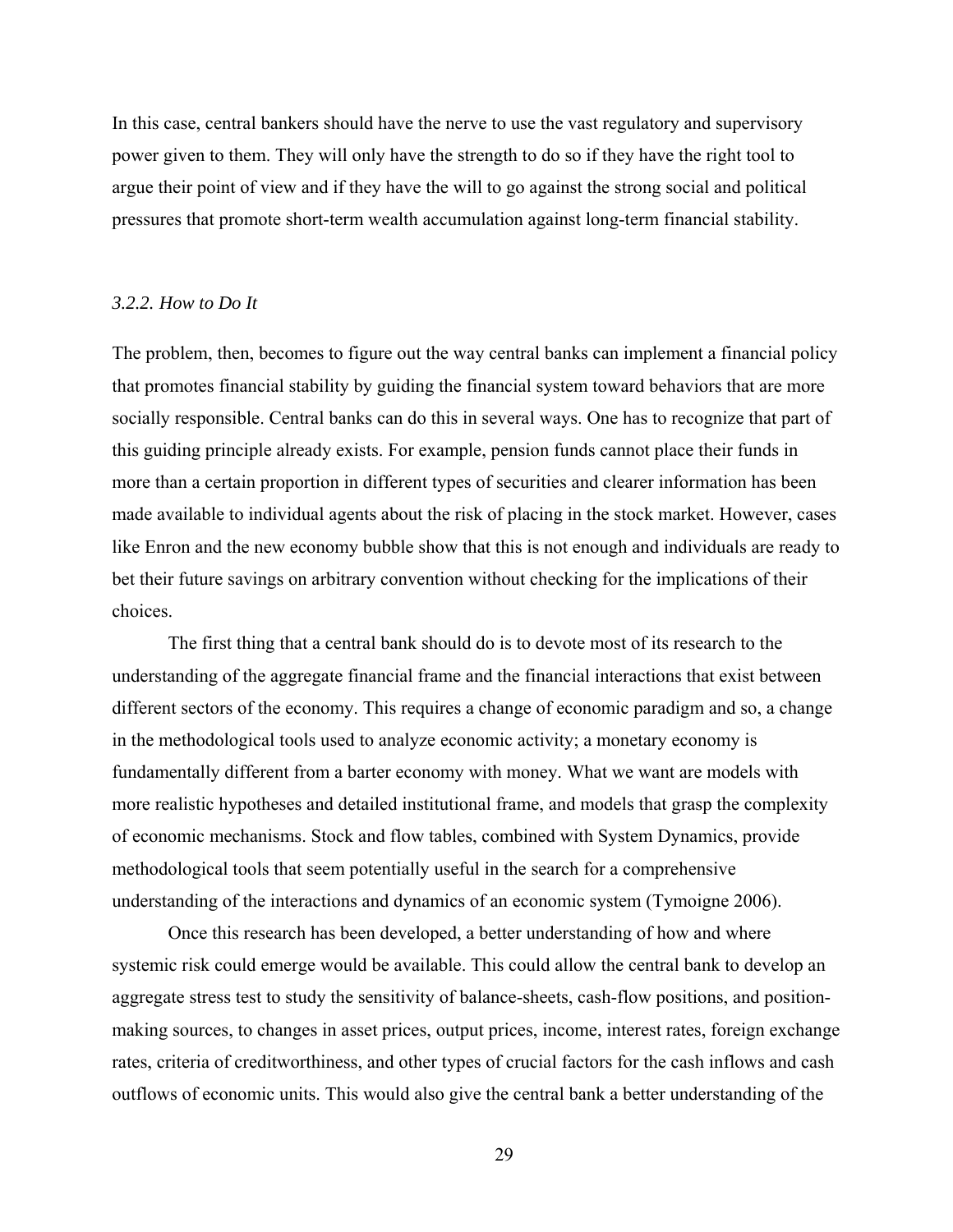In this case, central bankers should have the nerve to use the vast regulatory and supervisory power given to them. They will only have the strength to do so if they have the right tool to argue their point of view and if they have the will to go against the strong social and political pressures that promote short-term wealth accumulation against long-term financial stability.

### *3.2.2. How to Do It*

The problem, then, becomes to figure out the way central banks can implement a financial policy that promotes financial stability by guiding the financial system toward behaviors that are more socially responsible. Central banks can do this in several ways. One has to recognize that part of this guiding principle already exists. For example, pension funds cannot place their funds in more than a certain proportion in different types of securities and clearer information has been made available to individual agents about the risk of placing in the stock market. However, cases like Enron and the new economy bubble show that this is not enough and individuals are ready to bet their future savings on arbitrary convention without checking for the implications of their choices.

The first thing that a central bank should do is to devote most of its research to the understanding of the aggregate financial frame and the financial interactions that exist between different sectors of the economy. This requires a change of economic paradigm and so, a change in the methodological tools used to analyze economic activity; a monetary economy is fundamentally different from a barter economy with money. What we want are models with more realistic hypotheses and detailed institutional frame, and models that grasp the complexity of economic mechanisms. Stock and flow tables, combined with System Dynamics, provide methodological tools that seem potentially useful in the search for a comprehensive understanding of the interactions and dynamics of an economic system (Tymoigne 2006).

Once this research has been developed, a better understanding of how and where systemic risk could emerge would be available. This could allow the central bank to develop an aggregate stress test to study the sensitivity of balance-sheets, cash-flow positions, and position-making sources, to changes in asset prices, output prices, income, interest rates, foreign exchange rates, criteria of creditworthiness, and other types of crucial factors for the cash inflows and cash outflows of economic units. This would also give the central bank a better understanding of the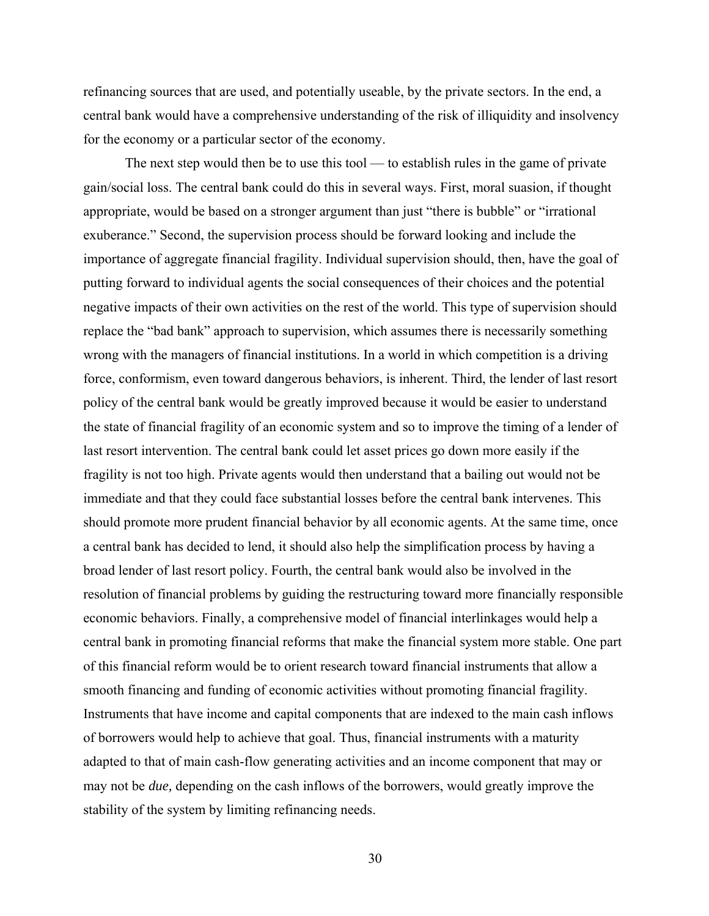refinancing sources that are used, and potentially useable, by the private sectors. In the end, a central bank would have a comprehensive understanding of the risk of illiquidity and insolvency for the economy or a particular sector of the economy.

The next step would then be to use this tool — to establish rules in the game of private gain/social loss. The central bank could do this in several ways. First, moral suasion, if thought appropriate, would be based on a stronger argument than just "there is bubble" or "irrational exuberance." Second, the supervision process should be forward looking and include the importance of aggregate financial fragility. Individual supervision should, then, have the goal of putting forward to individual agents the social consequences of their choices and the potential negative impacts of their own activities on the rest of the world. This type of supervision should replace the "bad bank" approach to supervision, which assumes there is necessarily something wrong with the managers of financial institutions. In a world in which competition is a driving force, conformism, even toward dangerous behaviors, is inherent. Third, the lender of last resort policy of the central bank would be greatly improved because it would be easier to understand the state of financial fragility of an economic system and so to improve the timing of a lender of last resort intervention. The central bank could let asset prices go down more easily if the fragility is not too high. Private agents would then understand that a bailing out would not be immediate and that they could face substantial losses before the central bank intervenes. This should promote more prudent financial behavior by all economic agents. At the same time, once a central bank has decided to lend, it should also help the simplification process by having a broad lender of last resort policy. Fourth, the central bank would also be involved in the resolution of financial problems by guiding the restructuring toward more financially responsible economic behaviors. Finally, a comprehensive model of financial interlinkages would help a central bank in promoting financial reforms that make the financial system more stable. One part of this financial reform would be to orient research toward financial instruments that allow a smooth financing and funding of economic activities without promoting financial fragility. Instruments that have income and capital components that are indexed to the main cash inflows of borrowers would help to achieve that goal. Thus, financial instruments with a maturity adapted to that of main cash-flow generating activities and an income component that may or may not be *due,* depending on the cash inflows of the borrowers, would greatly improve the stability of the system by limiting refinancing needs.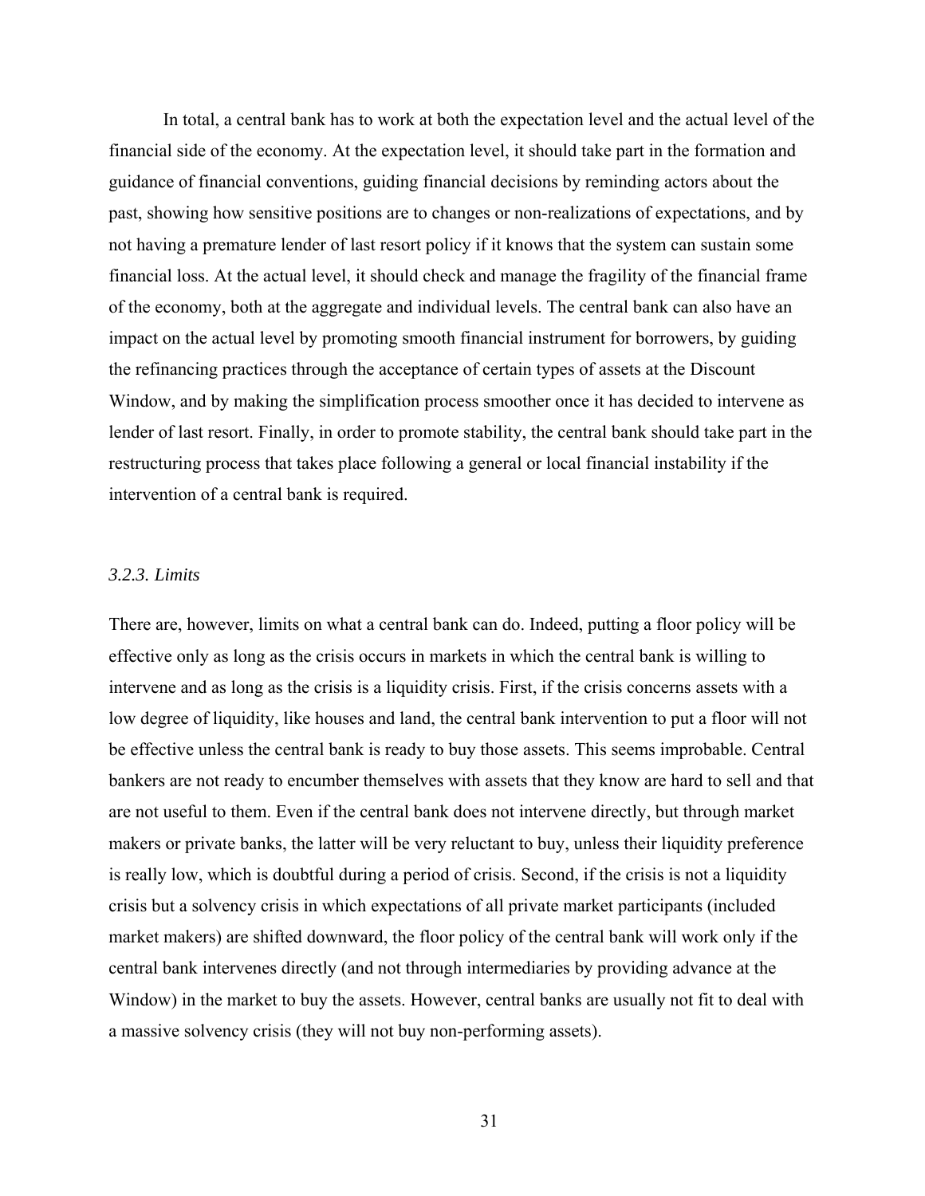In total, a central bank has to work at both the expectation level and the actual level of the financial side of the economy. At the expectation level, it should take part in the formation and guidance of financial conventions, guiding financial decisions by reminding actors about the past, showing how sensitive positions are to changes or non-realizations of expectations, and by not having a premature lender of last resort policy if it knows that the system can sustain some financial loss. At the actual level, it should check and manage the fragility of the financial frame of the economy, both at the aggregate and individual levels. The central bank can also have an impact on the actual level by promoting smooth financial instrument for borrowers, by guiding the refinancing practices through the acceptance of certain types of assets at the Discount Window, and by making the simplification process smoother once it has decided to intervene as lender of last resort. Finally, in order to promote stability, the central bank should take part in the restructuring process that takes place following a general or local financial instability if the intervention of a central bank is required.

### *3.2.3. Limits*

There are, however, limits on what a central bank can do. Indeed, putting a floor policy will be effective only as long as the crisis occurs in markets in which the central bank is willing to intervene and as long as the crisis is a liquidity crisis. First, if the crisis concerns assets with a low degree of liquidity, like houses and land, the central bank intervention to put a floor will not be effective unless the central bank is ready to buy those assets. This seems improbable. Central bankers are not ready to encumber themselves with assets that they know are hard to sell and that are not useful to them. Even if the central bank does not intervene directly, but through market makers or private banks, the latter will be very reluctant to buy, unless their liquidity preference is really low, which is doubtful during a period of crisis. Second, if the crisis is not a liquidity crisis but a solvency crisis in which expectations of all private market participants (included market makers) are shifted downward, the floor policy of the central bank will work only if the central bank intervenes directly (and not through intermediaries by providing advance at the Window) in the market to buy the assets. However, central banks are usually not fit to deal with a massive solvency crisis (they will not buy non-performing assets).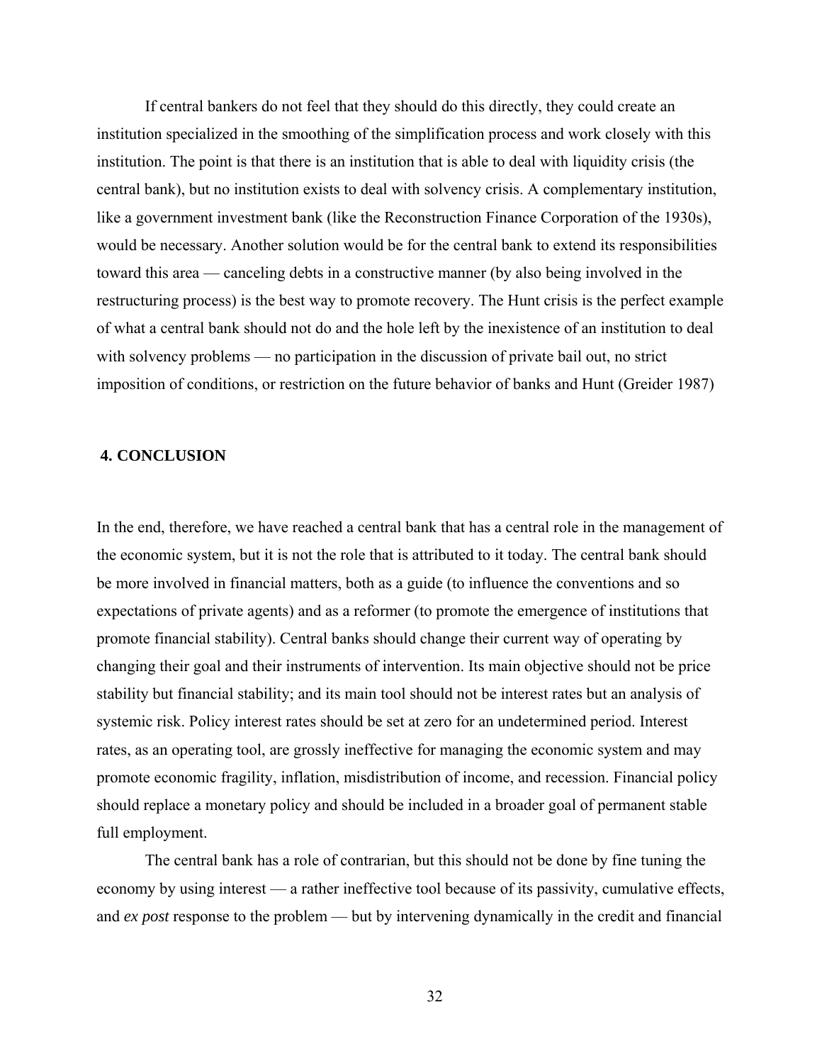If central bankers do not feel that they should do this directly, they could create an institution specialized in the smoothing of the simplification process and work closely with this institution. The point is that there is an institution that is able to deal with liquidity crisis (the central bank), but no institution exists to deal with solvency crisis. A complementary institution, like a government investment bank (like the Reconstruction Finance Corporation of the 1930s), would be necessary. Another solution would be for the central bank to extend its responsibilities toward this area — canceling debts in a constructive manner (by also being involved in the restructuring process) is the best way to promote recovery. The Hunt crisis is the perfect example of what a central bank should not do and the hole left by the inexistence of an institution to deal with solvency problems — no participation in the discussion of private bail out, no strict imposition of conditions, or restriction on the future behavior of banks and Hunt (Greider 1987)

## 4. CONCLUSION

In the end, therefore, we have reached a central bank that has a central role in the management of the economic system, but it is not the role that is attributed to it today. The central bank should be more involved in financial matters, both as a guide (to influence the conventions and so expectations of private agents) and as a reformer (to promote the emergence of institutions that promote financial stability). Central banks should change their current way of operating by changing their goal and their instruments of intervention. Its main objective should not be price stability but financial stability; and its main tool should not be interest rates but an analysis of systemic risk. Policy interest rates should be set at zero for an undetermined period. Interest rates, as an operating tool, are grossly ineffective for managing the economic system and may promote economic fragility, inflation, misdistribution of income, and recession. Financial policy should replace a monetary policy and should be included in a broader goal of permanent stable full employment.

The central bank has a role of contrarian, but this should not be done by fine tuning the economy by using interest — a rather ineffective tool because of its passivity, cumulative effects, and *ex post* response to the problem — but by intervening dynamically in the credit and financial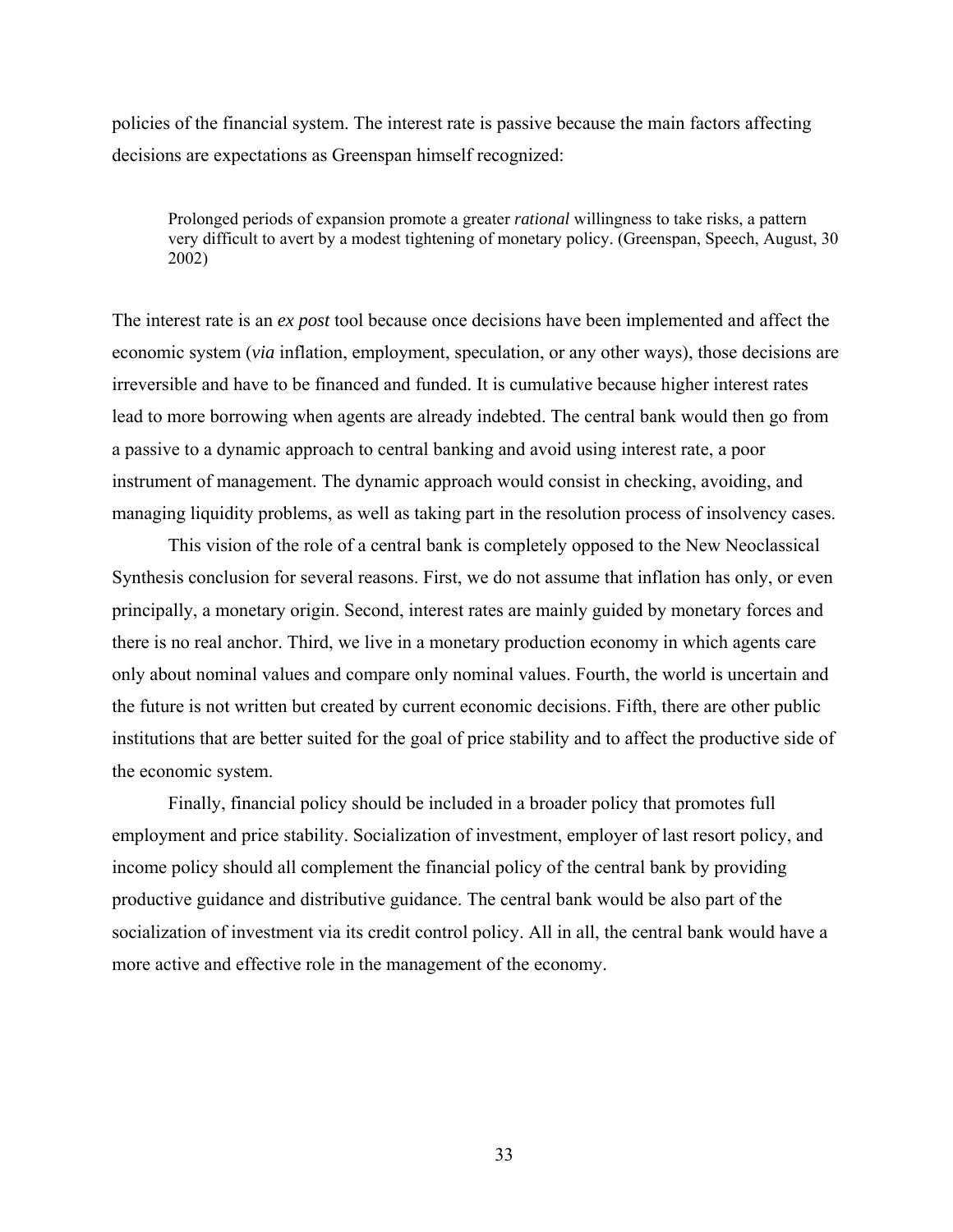policies of the financial system. The interest rate is passive because the main factors affecting decisions are expectations as Greenspan himself recognized:

> Prolonged periods of expansion promote a greater *rational* willingness to take risks, a pattern very difficult to avert by a modest tightening of monetary policy. (Greenspan, Speech, August, 30 2002)

The interest rate is an *ex post* tool because once decisions have been implemented and affect the economic system (*via* inflation, employment, speculation, or any other ways), those decisions are irreversible and have to be financed and funded. It is cumulative because higher interest rates lead to more borrowing when agents are already indebted. The central bank would then go from a passive to a dynamic approach to central banking and avoid using interest rate, a poor instrument of management. The dynamic approach would consist in checking, avoiding, and managing liquidity problems, as well as taking part in the resolution process of insolvency cases.

This vision of the role of a central bank is completely opposed to the New Neoclassical Synthesis conclusion for several reasons. First, we do not assume that inflation has only, or even principally, a monetary origin. Second, interest rates are mainly guided by monetary forces and there is no real anchor. Third, we live in a monetary production economy in which agents care only about nominal values and compare only nominal values. Fourth, the world is uncertain and the future is not written but created by current economic decisions. Fifth, there are other public institutions that are better suited for the goal of price stability and to affect the productive side of the economic system.

Finally, financial policy should be included in a broader policy that promotes full employment and price stability. Socialization of investment, employer of last resort policy, and income policy should all complement the financial policy of the central bank by providing productive guidance and distributive guidance. The central bank would be also part of the socialization of investment via its credit control policy. All in all, the central bank would have a more active and effective role in the management of the economy.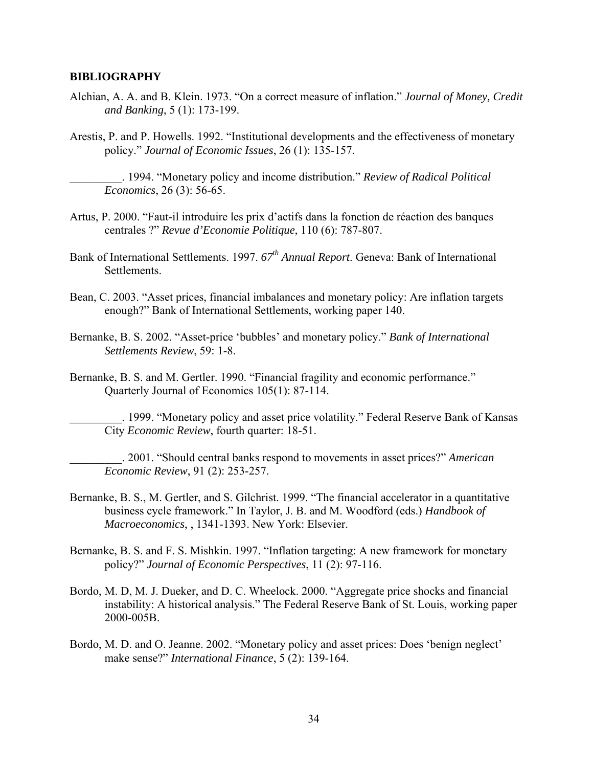## BIBLIOGRAPHY

Alchian, A. A. and B. Klein. 1973. "On a correct measure of inflation." *Journal of Money, Credit and Banking*, 5 (1): 173-199.

Arestis, P. and P. Howells. 1992. "Institutional developments and the effectiveness of monetary policy." *Journal of Economic Issues*, 26 (1): 135-157.

_________. 1994. "Monetary policy and income distribution." *Review of Radical Political Economics*, 26 (3): 56-65.

Artus, P. 2000. "Faut-il introduire les prix d'actifs dans la fonction de réaction des banques centrales ?" *Revue d'Economie Politique*, 110 (6): 787-807.

Bank of International Settlements. 1997. *67th Annual Report*. Geneva: Bank of International Settlements.

Bean, C. 2003. "Asset prices, financial imbalances and monetary policy: Are inflation targets enough?" Bank of International Settlements, working paper 140.

Bernanke, B. S. 2002. "Asset-price 'bubbles' and monetary policy." *Bank of International Settlements Review*, 59: 1-8.

Bernanke, B. S. and M. Gertler. 1990. "Financial fragility and economic performance." Quarterly Journal of Economics 105(1): 87-114.

_________. 1999. "Monetary policy and asset price volatility." Federal Reserve Bank of Kansas City *Economic Review*, fourth quarter: 18-51.

_________. 2001. "Should central banks respond to movements in asset prices?" *American Economic Review*, 91 (2): 253-257.

Bernanke, B. S., M. Gertler, and S. Gilchrist. 1999. "The financial accelerator in a quantitative business cycle framework." In Taylor, J. B. and M. Woodford (eds.) *Handbook of Macroeconomics*, , 1341-1393. New York: Elsevier.

Bernanke, B. S. and F. S. Mishkin. 1997. "Inflation targeting: A new framework for monetary policy?" *Journal of Economic Perspectives*, 11 (2): 97-116.

Bordo, M. D, M. J. Dueker, and D. C. Wheelock. 2000. "Aggregate price shocks and financial instability: A historical analysis." The Federal Reserve Bank of St. Louis, working paper 2000-005B.

Bordo, M. D. and O. Jeanne. 2002. "Monetary policy and asset prices: Does 'benign neglect' make sense?" *International Finance*, 5 (2): 139-164.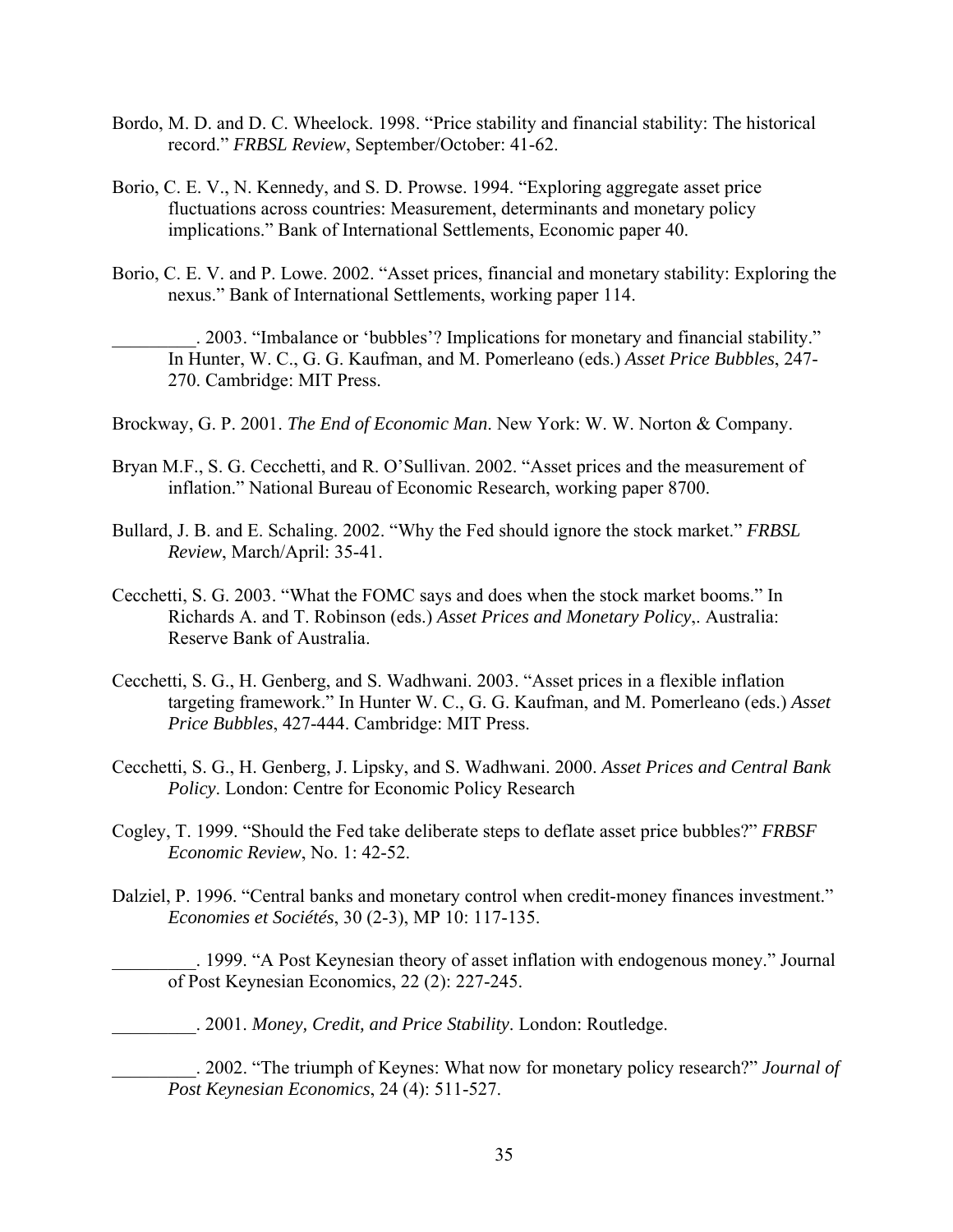Bordo, M. D. and D. C. Wheelock. 1998. "Price stability and financial stability: The historical record." *FRBSL Review*, September/October: 41-62.

Borio, C. E. V., N. Kennedy, and S. D. Prowse. 1994. "Exploring aggregate asset price fluctuations across countries: Measurement, determinants and monetary policy implications." Bank of International Settlements, Economic paper 40.

Borio, C. E. V. and P. Lowe. 2002. "Asset prices, financial and monetary stability: Exploring the nexus." Bank of International Settlements, working paper 114.

_________. 2003. "Imbalance or 'bubbles'? Implications for monetary and financial stability." In Hunter, W. C., G. G. Kaufman, and M. Pomerleano (eds.) *Asset Price Bubbles*, 247-270. Cambridge: MIT Press.

Brockway, G. P. 2001. *The End of Economic Man*. New York: W. W. Norton & Company.

Bryan M.F., S. G. Cecchetti, and R. O'Sullivan. 2002. "Asset prices and the measurement of inflation." National Bureau of Economic Research, working paper 8700.

Bullard, J. B. and E. Schaling. 2002. "Why the Fed should ignore the stock market." *FRBSL Review*, March/April: 35-41.

Cecchetti, S. G. 2003. "What the FOMC says and does when the stock market booms." In Richards A. and T. Robinson (eds.) *Asset Prices and Monetary Policy*,. Australia: Reserve Bank of Australia.

Cecchetti, S. G., H. Genberg, and S. Wadhwani. 2003. "Asset prices in a flexible inflation targeting framework." In Hunter W. C., G. G. Kaufman, and M. Pomerleano (eds.) *Asset Price Bubbles*, 427-444. Cambridge: MIT Press.

Cecchetti, S. G., H. Genberg, J. Lipsky, and S. Wadhwani. 2000. *Asset Prices and Central Bank Policy*. London: Centre for Economic Policy Research

Cogley, T. 1999. "Should the Fed take deliberate steps to deflate asset price bubbles?" *FRBSF Economic Review*, No. 1: 42-52.

Dalziel, P. 1996. "Central banks and monetary control when credit-money finances investment." *Economies et Sociétés*, 30 (2-3), MP 10: 117-135.

_________. 1999. "A Post Keynesian theory of asset inflation with endogenous money." Journal of Post Keynesian Economics, 22 (2): 227-245.

_________. 2001. *Money, Credit, and Price Stability*. London: Routledge.

_________. 2002. "The triumph of Keynes: What now for monetary policy research?" *Journal of Post Keynesian Economics*, 24 (4): 511-527.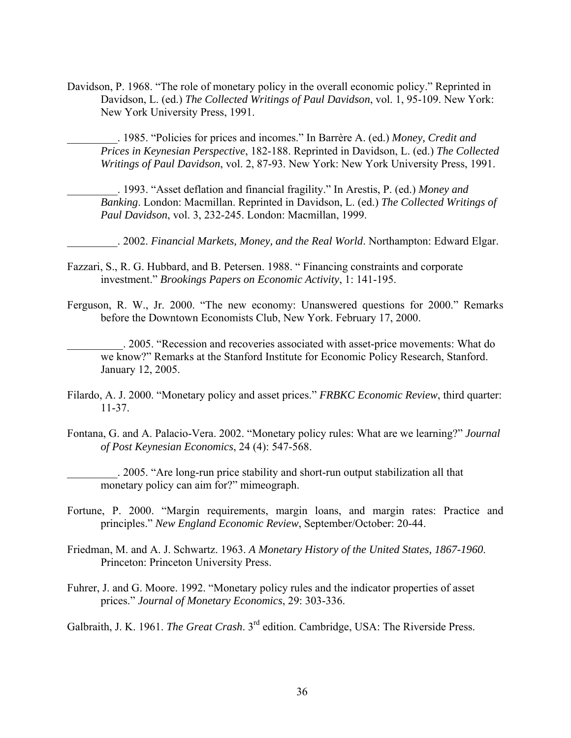Davidson, P. 1968. “The role of monetary policy in the overall economic policy.” Reprinted in Davidson, L. (ed.) *The Collected Writings of Paul Davidson*, vol. 1, 95-109. New York: New York University Press, 1991.

_________. 1985. “Policies for prices and incomes.” In Barrère A. (ed.) *Money, Credit and Prices in Keynesian Perspective*, 182-188. Reprinted in Davidson, L. (ed.) *The Collected Writings of Paul Davidson*, vol. 2, 87-93. New York: New York University Press, 1991.

_________. 1993. “Asset deflation and financial fragility.” In Arestis, P. (ed.) *Money and Banking*. London: Macmillan. Reprinted in Davidson, L. (ed.) *The Collected Writings of Paul Davidson*, vol. 3, 232-245. London: Macmillan, 1999.

_________. 2002. *Financial Markets, Money, and the Real World*. Northampton: Edward Elgar.

Fazzari, S., R. G. Hubbard, and B. Petersen. 1988. “ Financing constraints and corporate investment.” *Brookings Papers on Economic Activity*, 1: 141-195.

Ferguson, R. W., Jr. 2000. “The new economy: Unanswered questions for 2000.” Remarks before the Downtown Economists Club, New York. February 17, 2000.

__________. 2005. “Recession and recoveries associated with asset-price movements: What do we know?” Remarks at the Stanford Institute for Economic Policy Research, Stanford. January 12, 2005.

Filardo, A. J. 2000. “Monetary policy and asset prices.” *FRBKC Economic Review*, third quarter: 11-37.

Fontana, G. and A. Palacio-Vera. 2002. “Monetary policy rules: What are we learning?” *Journal of Post Keynesian Economics*, 24 (4): 547-568.

_________. 2005. “Are long-run price stability and short-run output stabilization all that monetary policy can aim for?” mimeograph.

Fortune, P. 2000. “Margin requirements, margin loans, and margin rates: Practice and principles.” *New England Economic Review*, September/October: 20-44.

Friedman, M. and A. J. Schwartz. 1963. *A Monetary History of the United States, 1867-1960*. Princeton: Princeton University Press.

Fuhrer, J. and G. Moore. 1992. “Monetary policy rules and the indicator properties of asset prices.” *Journal of Monetary Economics*, 29: 303-336.

Galbraith, J. K. 1961. *The Great Crash*. 3rd edition. Cambridge, USA: The Riverside Press.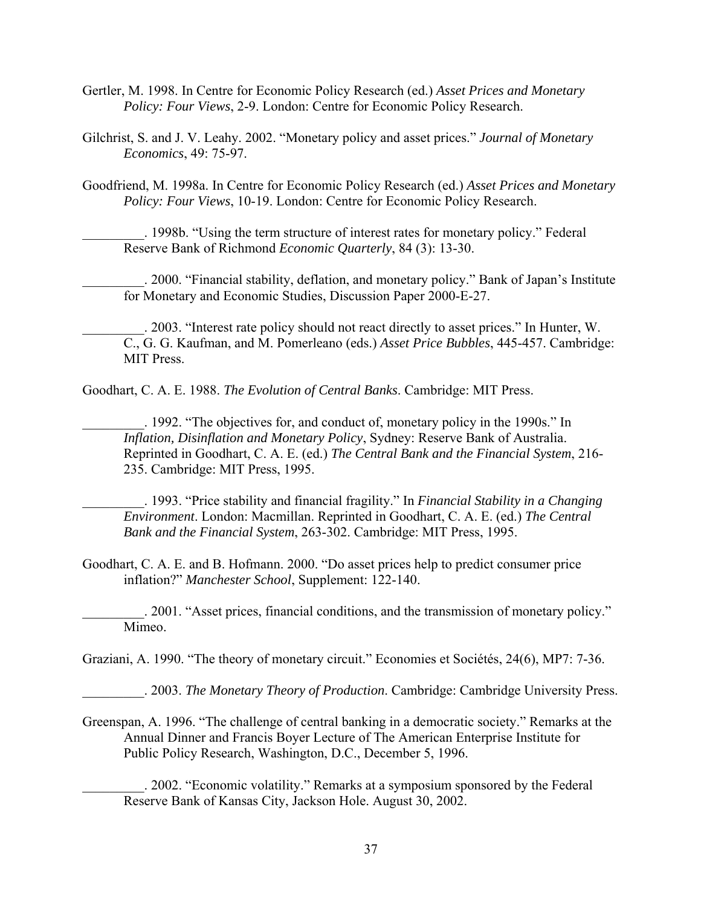Gertler, M. 1998. In Centre for Economic Policy Research (ed.) *Asset Prices and Monetary Policy: Four Views*, 2-9. London: Centre for Economic Policy Research.

Gilchrist, S. and J. V. Leahy. 2002. "Monetary policy and asset prices." *Journal of Monetary Economics*, 49: 75-97.

Goodfriend, M. 1998a. In Centre for Economic Policy Research (ed.) *Asset Prices and Monetary Policy: Four Views*, 10-19. London: Centre for Economic Policy Research.

_________. 1998b. "Using the term structure of interest rates for monetary policy." Federal Reserve Bank of Richmond *Economic Quarterly*, 84 (3): 13-30.

_________. 2000. "Financial stability, deflation, and monetary policy." Bank of Japan's Institute for Monetary and Economic Studies, Discussion Paper 2000-E-27.

_________. 2003. "Interest rate policy should not react directly to asset prices." In Hunter, W. C., G. G. Kaufman, and M. Pomerleano (eds.) *Asset Price Bubbles*, 445-457. Cambridge: MIT Press.

Goodhart, C. A. E. 1988. *The Evolution of Central Banks*. Cambridge: MIT Press.

_________. 1992. "The objectives for, and conduct of, monetary policy in the 1990s." In *Inflation, Disinflation and Monetary Policy*, Sydney: Reserve Bank of Australia. Reprinted in Goodhart, C. A. E. (ed.) *The Central Bank and the Financial System*, 216-235. Cambridge: MIT Press, 1995.

_________. 1993. "Price stability and financial fragility." In *Financial Stability in a Changing Environment*. London: Macmillan. Reprinted in Goodhart, C. A. E. (ed.) *The Central Bank and the Financial System*, 263-302. Cambridge: MIT Press, 1995.

Goodhart, C. A. E. and B. Hofmann. 2000. "Do asset prices help to predict consumer price inflation?" *Manchester School*, Supplement: 122-140.

_________. 2001. "Asset prices, financial conditions, and the transmission of monetary policy." Mimeo.

Graziani, A. 1990. "The theory of monetary circuit." Economies et Sociétés, 24(6), MP7: 7-36.

_________. 2003. *The Monetary Theory of Production*. Cambridge: Cambridge University Press.

Greenspan, A. 1996. "The challenge of central banking in a democratic society." Remarks at the Annual Dinner and Francis Boyer Lecture of The American Enterprise Institute for Public Policy Research, Washington, D.C., December 5, 1996.

_________. 2002. "Economic volatility." Remarks at a symposium sponsored by the Federal Reserve Bank of Kansas City, Jackson Hole. August 30, 2002.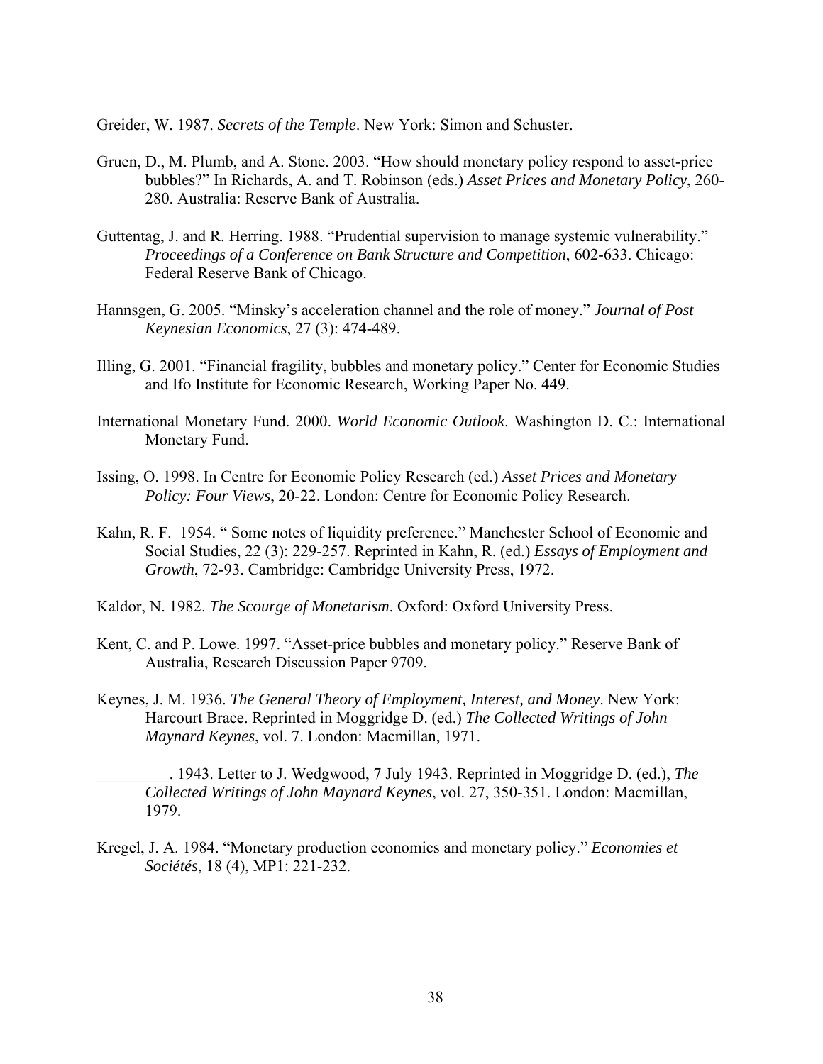Greider, W. 1987. *Secrets of the Temple*. New York: Simon and Schuster.

Gruen, D., M. Plumb, and A. Stone. 2003. "How should monetary policy respond to asset-price bubbles?" In Richards, A. and T. Robinson (eds.) *Asset Prices and Monetary Policy*, 260-280. Australia: Reserve Bank of Australia.

Guttentag, J. and R. Herring. 1988. "Prudential supervision to manage systemic vulnerability." *Proceedings of a Conference on Bank Structure and Competition*, 602-633. Chicago: Federal Reserve Bank of Chicago.

Hannsgen, G. 2005. "Minsky's acceleration channel and the role of money." *Journal of Post Keynesian Economics*, 27 (3): 474-489.

Illing, G. 2001. "Financial fragility, bubbles and monetary policy." Center for Economic Studies and Ifo Institute for Economic Research, Working Paper No. 449.

International Monetary Fund. 2000. *World Economic Outlook.* Washington D. C.: International Monetary Fund.

Issing, O. 1998. In Centre for Economic Policy Research (ed.) *Asset Prices and Monetary Policy: Four Views*, 20-22. London: Centre for Economic Policy Research.

Kahn, R. F. 1954. " Some notes of liquidity preference." Manchester School of Economic and Social Studies, 22 (3): 229-257. Reprinted in Kahn, R. (ed.) *Essays of Employment and Growth*, 72-93. Cambridge: Cambridge University Press, 1972.

Kaldor, N. 1982. *The Scourge of Monetarism*. Oxford: Oxford University Press.

Kent, C. and P. Lowe. 1997. "Asset-price bubbles and monetary policy." Reserve Bank of Australia, Research Discussion Paper 9709.

Keynes, J. M. 1936. *The General Theory of Employment, Interest, and Money*. New York: Harcourt Brace. Reprinted in Moggridge D. (ed.) *The Collected Writings of John Maynard Keynes*, vol. 7. London: Macmillan, 1971.

_________. 1943. Letter to J. Wedgwood, 7 July 1943. Reprinted in Moggridge D. (ed.), *The Collected Writings of John Maynard Keynes*, vol. 27, 350-351. London: Macmillan, 1979.

Kregel, J. A. 1984. "Monetary production economics and monetary policy." *Economies et Sociétés*, 18 (4), MP1: 221-232.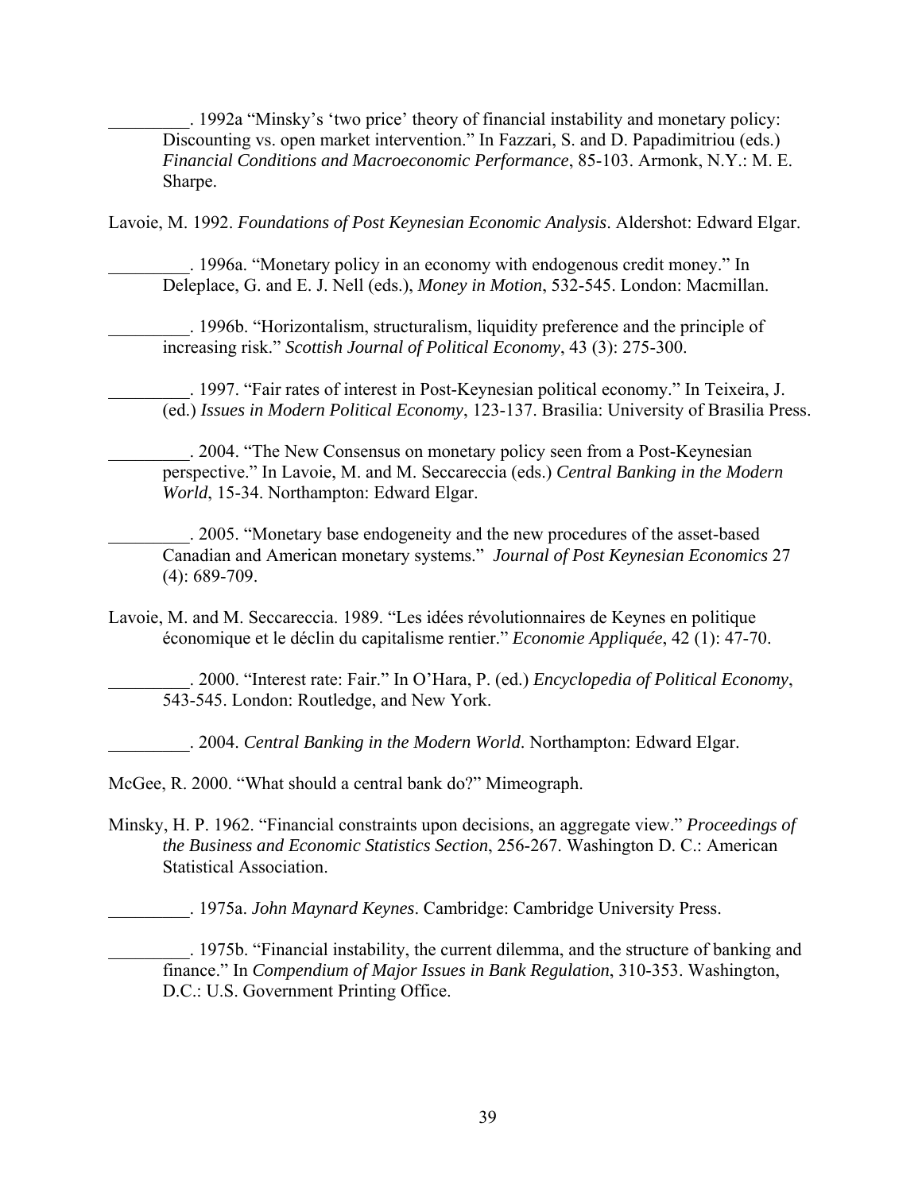\_\_\_\_\_\_\_\_\_. 1992a “Minsky’s ‘two price’ theory of financial instability and monetary policy: Discounting vs. open market intervention.” In Fazzari, S. and D. Papadimitriou (eds.) *Financial Conditions and Macroeconomic Performance*, 85-103. Armonk, N.Y.: M. E. Sharpe.

Lavoie, M. 1992. *Foundations of Post Keynesian Economic Analysis*. Aldershot: Edward Elgar.

\_\_\_\_\_\_\_\_\_. 1996a. “Monetary policy in an economy with endogenous credit money.” In Deleplace, G. and E. J. Nell (eds.), *Money in Motion*, 532-545. London: Macmillan.

\_\_\_\_\_\_\_\_\_. 1996b. “Horizontalism, structuralism, liquidity preference and the principle of increasing risk.” *Scottish Journal of Political Economy*, 43 (3): 275-300.

\_\_\_\_\_\_\_\_\_. 1997. “Fair rates of interest in Post-Keynesian political economy.” In Teixeira, J. (ed.) *Issues in Modern Political Economy*, 123-137. Brasilia: University of Brasilia Press.

\_\_\_\_\_\_\_\_\_. 2004. “The New Consensus on monetary policy seen from a Post-Keynesian perspective.” In Lavoie, M. and M. Seccareccia (eds.) *Central Banking in the Modern World*, 15-34. Northampton: Edward Elgar.

\_\_\_\_\_\_\_\_\_. 2005. “Monetary base endogeneity and the new procedures of the asset-based Canadian and American monetary systems.” *Journal of Post Keynesian Economics* 27 (4): 689-709.

Lavoie, M. and M. Seccareccia. 1989. “Les idées révolutionnaires de Keynes en politique économique et le déclin du capitalisme rentier.” *Economie Appliquée*, 42 (1): 47-70.

\_\_\_\_\_\_\_\_\_. 2000. “Interest rate: Fair.” In O’Hara, P. (ed.) *Encyclopedia of Political Economy*, 543-545. London: Routledge, and New York.

\_\_\_\_\_\_\_\_\_. 2004. *Central Banking in the Modern World*. Northampton: Edward Elgar.

McGee, R. 2000. “What should a central bank do?” Mimeograph.

Minsky, H. P. 1962. “Financial constraints upon decisions, an aggregate view.” *Proceedings of the Business and Economic Statistics Section*, 256-267. Washington D. C.: American Statistical Association.

\_\_\_\_\_\_\_\_\_. 1975a. *John Maynard Keynes*. Cambridge: Cambridge University Press.

\_\_\_\_\_\_\_\_\_. 1975b. “Financial instability, the current dilemma, and the structure of banking and finance.” In *Compendium of Major Issues in Bank Regulation*, 310-353. Washington, D.C.: U.S. Government Printing Office.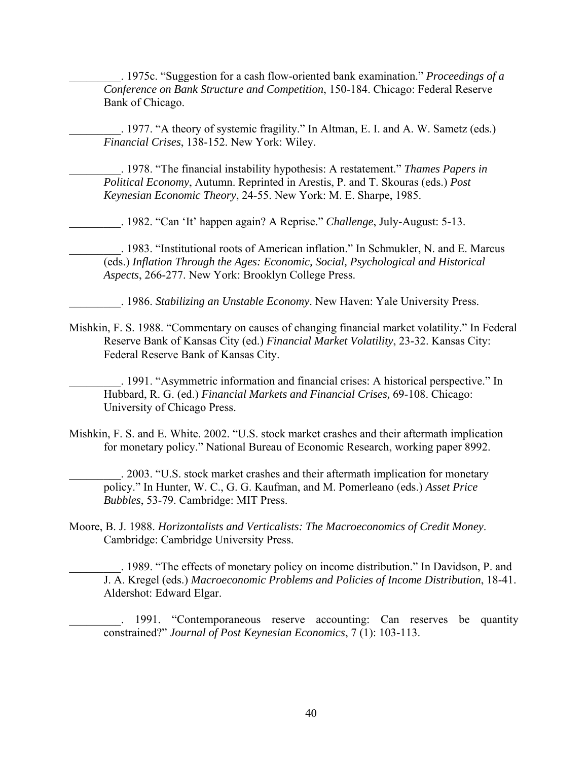_________. 1975c. “Suggestion for a cash flow-oriented bank examination.” *Proceedings of a Conference on Bank Structure and Competition*, 150-184. Chicago: Federal Reserve Bank of Chicago.

_________. 1977. “A theory of systemic fragility.” In Altman, E. I. and A. W. Sametz (eds.) *Financial Crises*, 138-152. New York: Wiley.

_________. 1978. “The financial instability hypothesis: A restatement.” *Thames Papers in Political Economy*, Autumn. Reprinted in Arestis, P. and T. Skouras (eds.) *Post Keynesian Economic Theory*, 24-55. New York: M. E. Sharpe, 1985.

_________. 1982. “Can ‘It’ happen again? A Reprise.” *Challenge*, July-August: 5-13.

_________. 1983. “Institutional roots of American inflation.” In Schmukler, N. and E. Marcus (eds.) *Inflation Through the Ages: Economic, Social, Psychological and Historical Aspects*, 266-277. New York: Brooklyn College Press.

_________. 1986. *Stabilizing an Unstable Economy*. New Haven: Yale University Press.

Mishkin, F. S. 1988. “Commentary on causes of changing financial market volatility.” In Federal Reserve Bank of Kansas City (ed.) *Financial Market Volatility*, 23-32. Kansas City: Federal Reserve Bank of Kansas City.

_________. 1991. “Asymmetric information and financial crises: A historical perspective.” In Hubbard, R. G. (ed.) *Financial Markets and Financial Crises,* 69-108. Chicago: University of Chicago Press.

Mishkin, F. S. and E. White. 2002. “U.S. stock market crashes and their aftermath implication for monetary policy.” National Bureau of Economic Research, working paper 8992.

_________. 2003. “U.S. stock market crashes and their aftermath implication for monetary policy.” In Hunter, W. C., G. G. Kaufman, and M. Pomerleano (eds.) *Asset Price Bubbles*, 53-79. Cambridge: MIT Press.

Moore, B. J. 1988. *Horizontalists and Verticalists: The Macroeconomics of Credit Money*. Cambridge: Cambridge University Press.

_________. 1989. “The effects of monetary policy on income distribution.” In Davidson, P. and J. A. Kregel (eds.) *Macroeconomic Problems and Policies of Income Distribution*, 18-41. Aldershot: Edward Elgar.

_________. 1991. “Contemporaneous reserve accounting: Can reserves be quantity constrained?” *Journal of Post Keynesian Economics*, 7 (1): 103-113.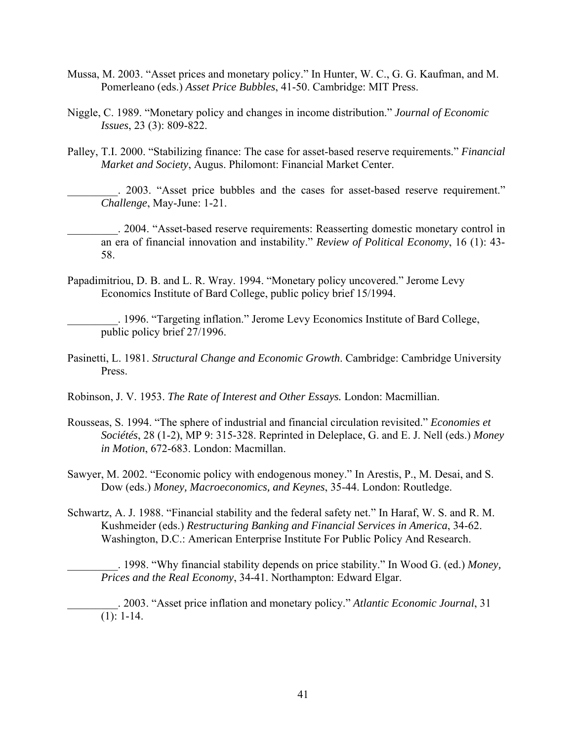Mussa, M. 2003. "Asset prices and monetary policy." In Hunter, W. C., G. G. Kaufman, and M. Pomerleano (eds.) *Asset Price Bubbles*, 41-50. Cambridge: MIT Press.

Niggle, C. 1989. "Monetary policy and changes in income distribution." *Journal of Economic Issues*, 23 (3): 809-822.

Palley, T.I. 2000. "Stabilizing finance: The case for asset-based reserve requirements." *Financial Market and Society*, Augus. Philomont: Financial Market Center.

_________. 2003. "Asset price bubbles and the cases for asset-based reserve requirement." *Challenge*, May-June: 1-21.

_________. 2004. "Asset-based reserve requirements: Reasserting domestic monetary control in an era of financial innovation and instability." *Review of Political Economy*, 16 (1): 43-58.

Papadimitriou, D. B. and L. R. Wray. 1994. "Monetary policy uncovered." Jerome Levy Economics Institute of Bard College, public policy brief 15/1994.

_________. 1996. "Targeting inflation." Jerome Levy Economics Institute of Bard College, public policy brief 27/1996.

Pasinetti, L. 1981. *Structural Change and Economic Growth*. Cambridge: Cambridge University Press.

Robinson, J. V. 1953. *The Rate of Interest and Other Essays.* London: Macmillian.

Rousseas, S. 1994. "The sphere of industrial and financial circulation revisited." *Economies et Sociétés*, 28 (1-2), MP 9: 315-328. Reprinted in Deleplace, G. and E. J. Nell (eds.) *Money in Motion*, 672-683. London: Macmillan.

Sawyer, M. 2002. "Economic policy with endogenous money." In Arestis, P., M. Desai, and S. Dow (eds.) *Money, Macroeconomics, and Keynes*, 35-44. London: Routledge.

Schwartz, A. J. 1988. "Financial stability and the federal safety net." In Haraf, W. S. and R. M. Kushmeider (eds.) *Restructuring Banking and Financial Services in America*, 34-62. Washington, D.C.: American Enterprise Institute For Public Policy And Research.

_________. 1998. "Why financial stability depends on price stability." In Wood G. (ed.) *Money, Prices and the Real Economy*, 34-41. Northampton: Edward Elgar.

_________. 2003. "Asset price inflation and monetary policy." *Atlantic Economic Journal*, 31 (1): 1-14.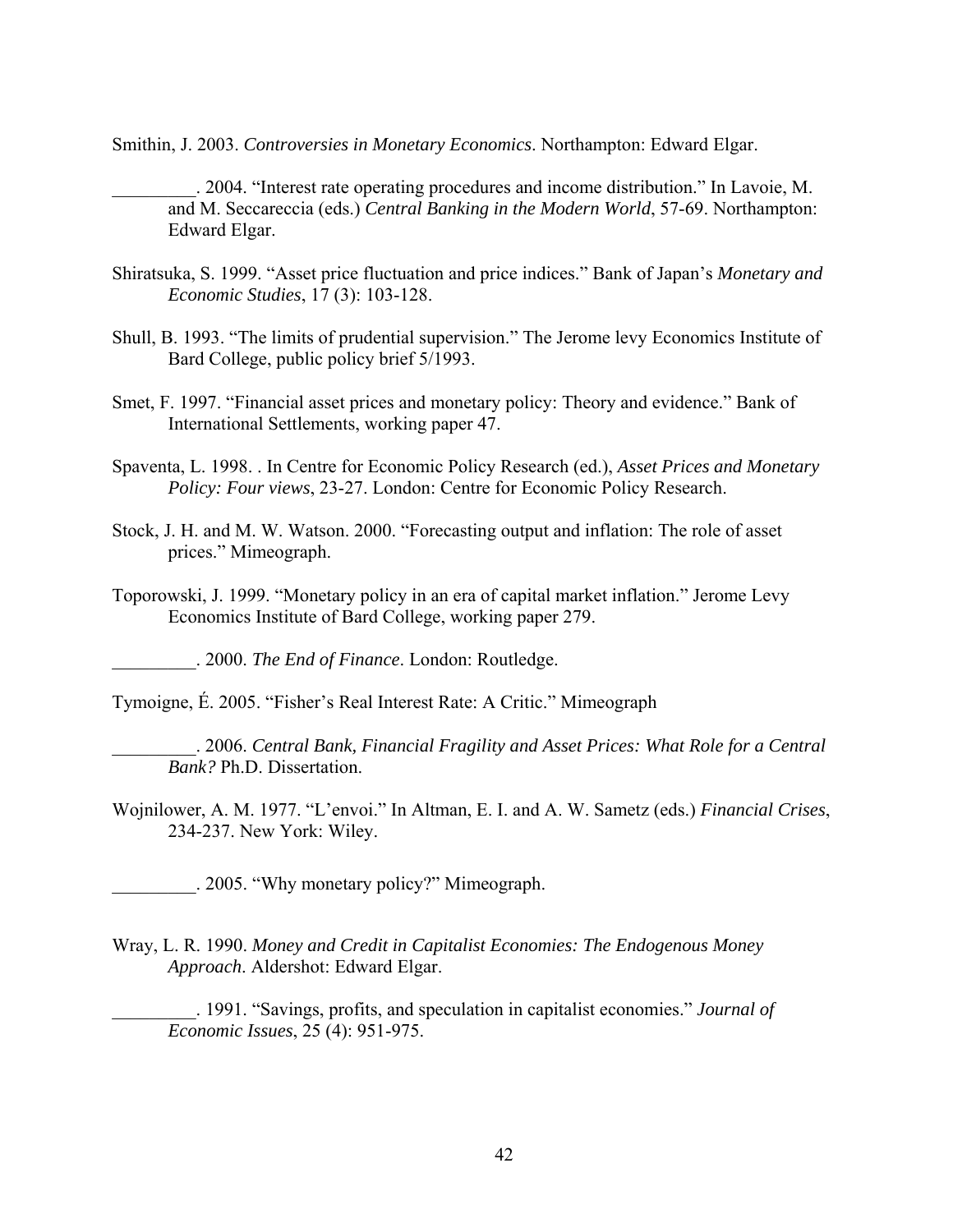Smithin, J. 2003. *Controversies in Monetary Economics*. Northampton: Edward Elgar.

_________. 2004. "Interest rate operating procedures and income distribution." In Lavoie, M. and M. Seccareccia (eds.) *Central Banking in the Modern World*, 57-69. Northampton: Edward Elgar.

Shiratsuka, S. 1999. "Asset price fluctuation and price indices." Bank of Japan's *Monetary and Economic Studies*, 17 (3): 103-128.

Shull, B. 1993. "The limits of prudential supervision." The Jerome levy Economics Institute of Bard College, public policy brief 5/1993.

Smet, F. 1997. "Financial asset prices and monetary policy: Theory and evidence." Bank of International Settlements, working paper 47.

Spaventa, L. 1998. . In Centre for Economic Policy Research (ed.), *Asset Prices and Monetary Policy: Four views*, 23-27. London: Centre for Economic Policy Research.

Stock, J. H. and M. W. Watson. 2000. "Forecasting output and inflation: The role of asset prices." Mimeograph.

Toporowski, J. 1999. "Monetary policy in an era of capital market inflation." Jerome Levy Economics Institute of Bard College, working paper 279.

_________. 2000. *The End of Finance*. London: Routledge.

Tymoigne, É. 2005. "Fisher's Real Interest Rate: A Critic." Mimeograph

_________. 2006. *Central Bank, Financial Fragility and Asset Prices: What Role for a Central Bank?* Ph.D. Dissertation.

Wojnilower, A. M. 1977. "L'envoi." In Altman, E. I. and A. W. Sametz (eds.) *Financial Crises*, 234-237. New York: Wiley.

_________. 2005. "Why monetary policy?" Mimeograph.

Wray, L. R. 1990. *Money and Credit in Capitalist Economies: The Endogenous Money Approach*. Aldershot: Edward Elgar.

_________. 1991. "Savings, profits, and speculation in capitalist economies." *Journal of Economic Issues*, 25 (4): 951-975.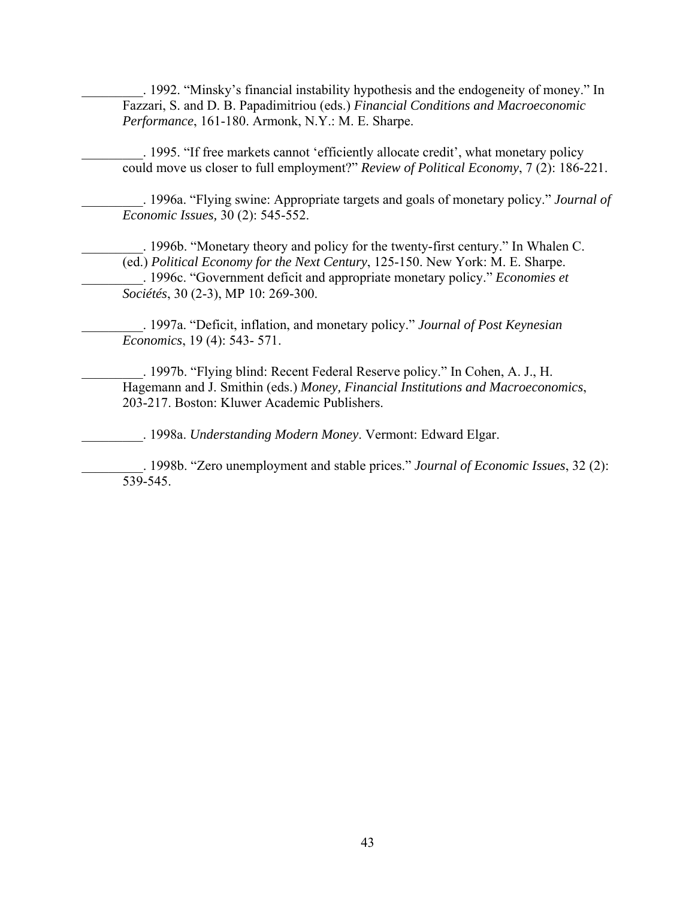_________. 1992. "Minsky's financial instability hypothesis and the endogeneity of money." In Fazzari, S. and D. B. Papadimitriou (eds.) *Financial Conditions and Macroeconomic Performance*, 161-180. Armonk, N.Y.: M. E. Sharpe.

_________. 1995. "If free markets cannot 'efficiently allocate credit', what monetary policy could move us closer to full employment?" *Review of Political Economy*, 7 (2): 186-221.

_________. 1996a. "Flying swine: Appropriate targets and goals of monetary policy." *Journal of Economic Issues,* 30 (2): 545-552.

_________. 1996b. "Monetary theory and policy for the twenty-first century." In Whalen C. (ed.) *Political Economy for the Next Century*, 125-150. New York: M. E. Sharpe.

_________. 1996c. "Government deficit and appropriate monetary policy." *Economies et Sociétés*, 30 (2-3), MP 10: 269-300.

_________. 1997a. "Deficit, inflation, and monetary policy." *Journal of Post Keynesian Economics*, 19 (4): 543- 571.

_________. 1997b. "Flying blind: Recent Federal Reserve policy." In Cohen, A. J., H. Hagemann and J. Smithin (eds.) *Money, Financial Institutions and Macroeconomics*, 203-217. Boston: Kluwer Academic Publishers.

_________. 1998a. *Understanding Modern Money*. Vermont: Edward Elgar.

_________. 1998b. "Zero unemployment and stable prices." *Journal of Economic Issues*, 32 (2): 539-545.